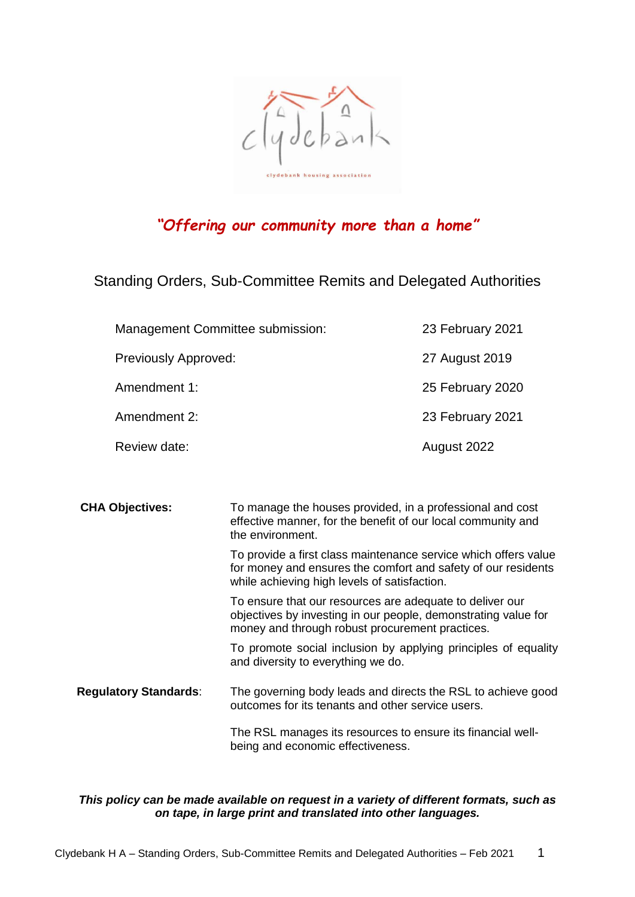*"Offering our community more than a home"*

# Standing Orders, Sub-Committee Remits and Delegated Authorities

| | |
|---|---|
| Management Committee submission: | 23 February 2021 |
| Previously Approved: | 27 August 2019 |
| Amendment 1: | 25 February 2020 |
| Amendment 2: | 23 February 2021 |
| Review date: | August 2022 |

| | |
|---|---|
| **CHA Objectives:** | To manage the houses provided, in a professional and cost effective manner, for the benefit of our local community and the environment.<br><br>To provide a first class maintenance service which offers value for money and ensures the comfort and safety of our residents while achieving high levels of satisfaction.<br><br>To ensure that our resources are adequate to deliver our objectives by investing in our people, demonstrating value for money and through robust procurement practices.<br><br>To promote social inclusion by applying principles of equality and diversity to everything we do. |
| **Regulatory Standards**: | The governing body leads and directs the RSL to achieve good outcomes for its tenants and other service users.<br><br>The RSL manages its resources to ensure its financial well-being and economic effectiveness. |

***This policy can be made available on request in a variety of different formats, such as on tape, in large print and translated into other languages.***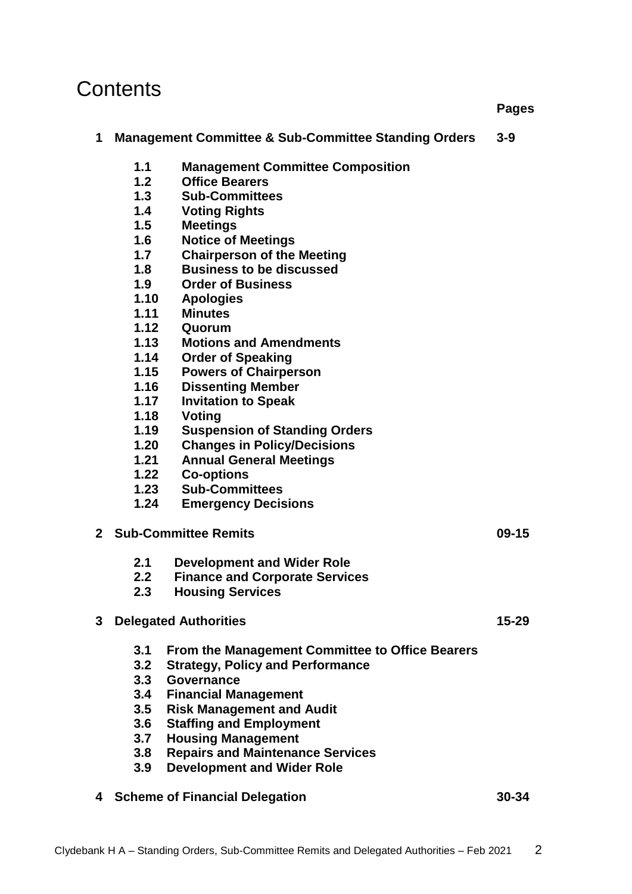# Contents

| | | Pages |
|---|---|---|
| **1** | **Management Committee & Sub-Committee Standing Orders** | **3-9** |
| | **1.1 Management Committee Composition** | |
| | **1.2 Office Bearers** | |
| | **1.3 Sub-Committees** | |
| | **1.4 Voting Rights** | |
| | **1.5 Meetings** | |
| | **1.6 Notice of Meetings** | |
| | **1.7 Chairperson of the Meeting** | |
| | **1.8 Business to be discussed** | |
| | **1.9 Order of Business** | |
| | **1.10 Apologies** | |
| | **1.11 Minutes** | |
| | **1.12 Quorum** | |
| | **1.13 Motions and Amendments** | |
| | **1.14 Order of Speaking** | |
| | **1.15 Powers of Chairperson** | |
| | **1.16 Dissenting Member** | |
| | **1.17 Invitation to Speak** | |
| | **1.18 Voting** | |
| | **1.19 Suspension of Standing Orders** | |
| | **1.20 Changes in Policy/Decisions** | |
| | **1.21 Annual General Meetings** | |
| | **1.22 Co-options** | |
| | **1.23 Sub-Committees** | |
| | **1.24 Emergency Decisions** | |
| **2** | **Sub-Committee Remits** | **09-15** |
| | **2.1 Development and Wider Role** | |
| | **2.2 Finance and Corporate Services** | |
| | **2.3 Housing Services** | |
| **3** | **Delegated Authorities** | **15-29** |
| | **3.1 From the Management Committee to Office Bearers** | |
| | **3.2 Strategy, Policy and Performance** | |
| | **3.3 Governance** | |
| | **3.4 Financial Management** | |
| | **3.5 Risk Management and Audit** | |
| | **3.6 Staffing and Employment** | |
| | **3.7 Housing Management** | |
| | **3.8 Repairs and Maintenance Services** | |
| | **3.9 Development and Wider Role** | |
| **4** | **Scheme of Financial Delegation** | **30-34** |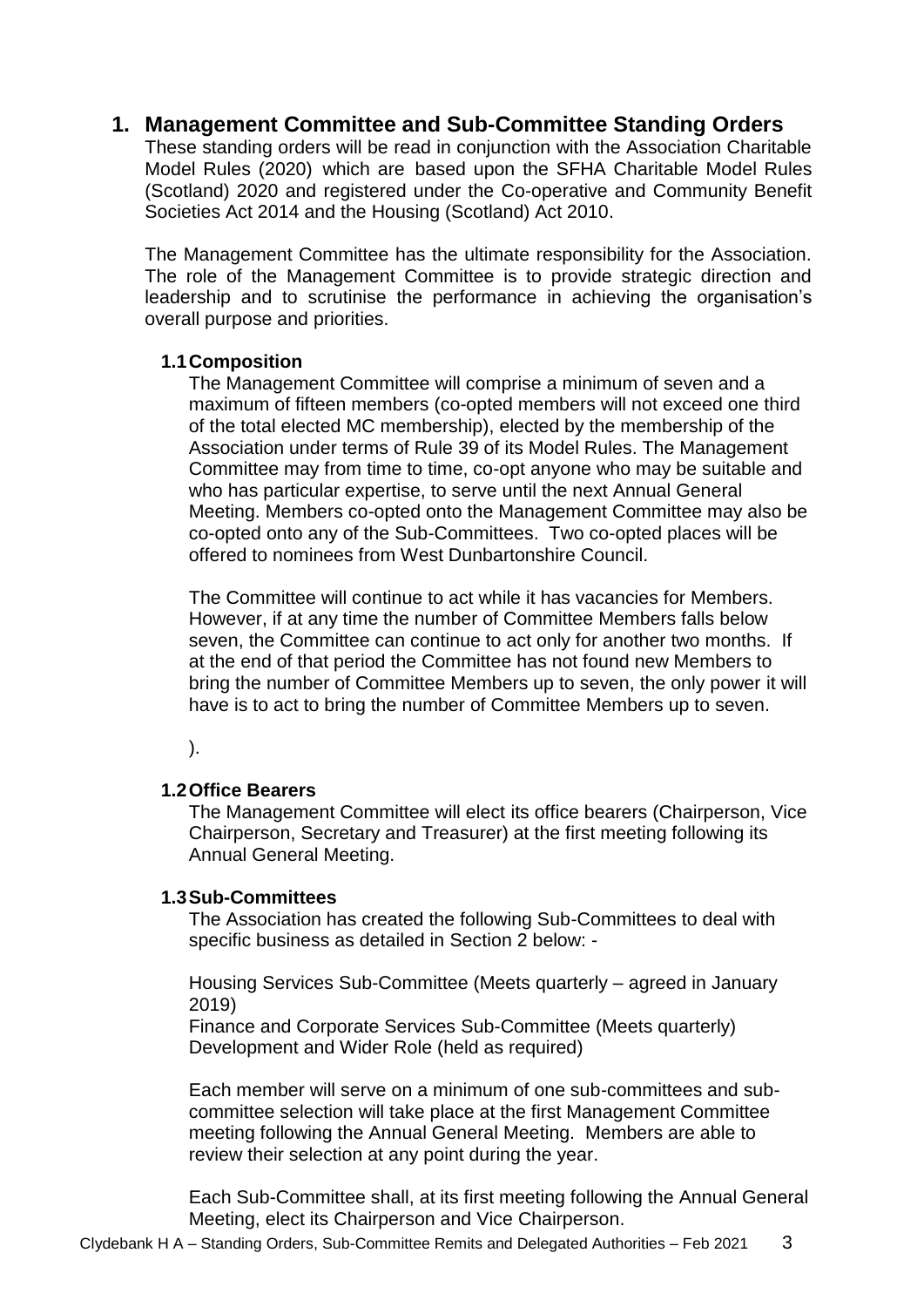# 1. Management Committee and Sub-Committee Standing Orders

These standing orders will be read in conjunction with the Association Charitable Model Rules (2020) which are based upon the SFHA Charitable Model Rules (Scotland) 2020 and registered under the Co-operative and Community Benefit Societies Act 2014 and the Housing (Scotland) Act 2010.

The Management Committee has the ultimate responsibility for the Association. The role of the Management Committee is to provide strategic direction and leadership and to scrutinise the performance in achieving the organisation's overall purpose and priorities.

## 1.1 Composition

The Management Committee will comprise a minimum of seven and a maximum of fifteen members (co-opted members will not exceed one third of the total elected MC membership), elected by the membership of the Association under terms of Rule 39 of its Model Rules. The Management Committee may from time to time, co-opt anyone who may be suitable and who has particular expertise, to serve until the next Annual General Meeting. Members co-opted onto the Management Committee may also be co-opted onto any of the Sub-Committees. Two co-opted places will be offered to nominees from West Dunbartonshire Council.

The Committee will continue to act while it has vacancies for Members. However, if at any time the number of Committee Members falls below seven, the Committee can continue to act only for another two months. If at the end of that period the Committee has not found new Members to bring the number of Committee Members up to seven, the only power it will have is to act to bring the number of Committee Members up to seven.

).

## 1.2 Office Bearers

The Management Committee will elect its office bearers (Chairperson, Vice Chairperson, Secretary and Treasurer) at the first meeting following its Annual General Meeting.

## 1.3 Sub-Committees

The Association has created the following Sub-Committees to deal with specific business as detailed in Section 2 below: -

Housing Services Sub-Committee (Meets quarterly – agreed in January 2019)
Finance and Corporate Services Sub-Committee (Meets quarterly)
Development and Wider Role (held as required)

Each member will serve on a minimum of one sub-committees and sub-committee selection will take place at the first Management Committee meeting following the Annual General Meeting. Members are able to review their selection at any point during the year.

Each Sub-Committee shall, at its first meeting following the Annual General Meeting, elect its Chairperson and Vice Chairperson.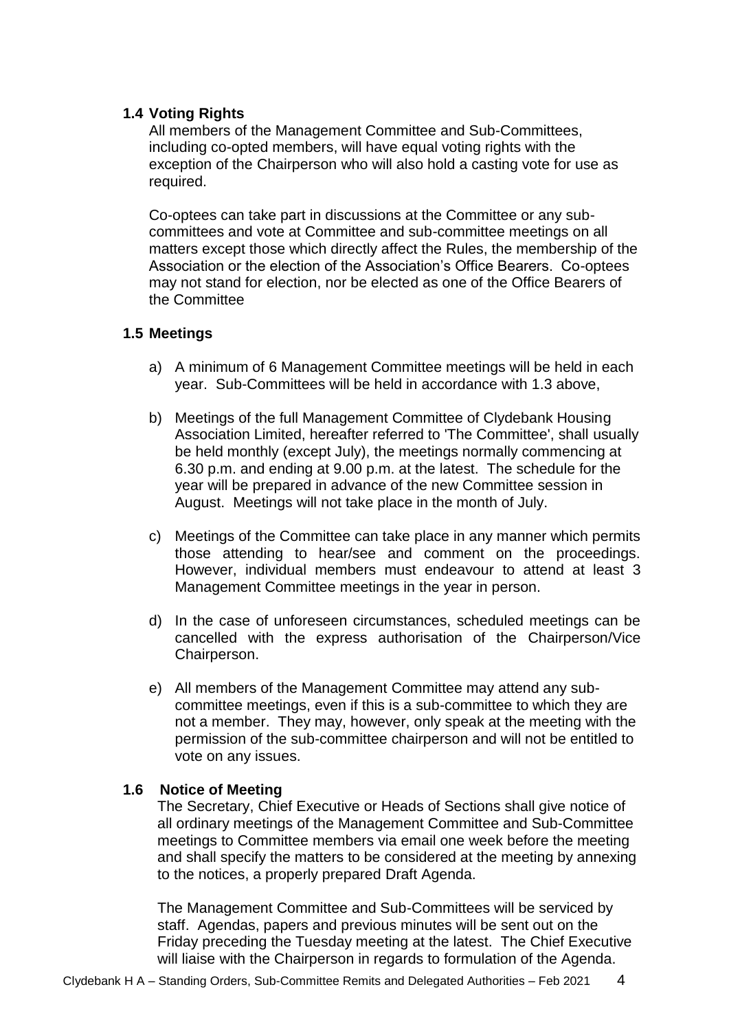### 1.4 Voting Rights

All members of the Management Committee and Sub-Committees, including co-opted members, will have equal voting rights with the exception of the Chairperson who will also hold a casting vote for use as required.

Co-optees can take part in discussions at the Committee or any sub-committees and vote at Committee and sub-committee meetings on all matters except those which directly affect the Rules, the membership of the Association or the election of the Association's Office Bearers. Co-optees may not stand for election, nor be elected as one of the Office Bearers of the Committee

### 1.5 Meetings

a) A minimum of 6 Management Committee meetings will be held in each year. Sub-Committees will be held in accordance with 1.3 above,

b) Meetings of the full Management Committee of Clydebank Housing Association Limited, hereafter referred to 'The Committee', shall usually be held monthly (except July), the meetings normally commencing at 6.30 p.m. and ending at 9.00 p.m. at the latest. The schedule for the year will be prepared in advance of the new Committee session in August. Meetings will not take place in the month of July.

c) Meetings of the Committee can take place in any manner which permits those attending to hear/see and comment on the proceedings. However, individual members must endeavour to attend at least 3 Management Committee meetings in the year in person.

d) In the case of unforeseen circumstances, scheduled meetings can be cancelled with the express authorisation of the Chairperson/Vice Chairperson.

e) All members of the Management Committee may attend any sub-committee meetings, even if this is a sub-committee to which they are not a member. They may, however, only speak at the meeting with the permission of the sub-committee chairperson and will not be entitled to vote on any issues.

### 1.6 Notice of Meeting

The Secretary, Chief Executive or Heads of Sections shall give notice of all ordinary meetings of the Management Committee and Sub-Committee meetings to Committee members via email one week before the meeting and shall specify the matters to be considered at the meeting by annexing to the notices, a properly prepared Draft Agenda.

The Management Committee and Sub-Committees will be serviced by staff. Agendas, papers and previous minutes will be sent out on the Friday preceding the Tuesday meeting at the latest. The Chief Executive will liaise with the Chairperson in regards to formulation of the Agenda.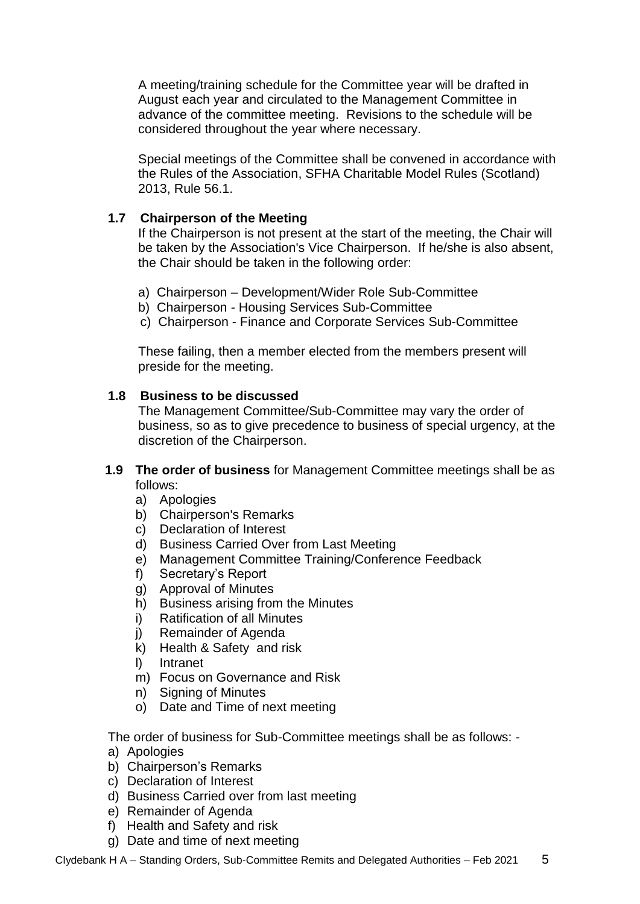A meeting/training schedule for the Committee year will be drafted in August each year and circulated to the Management Committee in advance of the committee meeting. Revisions to the schedule will be considered throughout the year where necessary.

Special meetings of the Committee shall be convened in accordance with the Rules of the Association, SFHA Charitable Model Rules (Scotland) 2013, Rule 56.1.

### 1.7 Chairperson of the Meeting

If the Chairperson is not present at the start of the meeting, the Chair will be taken by the Association's Vice Chairperson. If he/she is also absent, the Chair should be taken in the following order:

a) Chairperson – Development/Wider Role Sub-Committee
b) Chairperson - Housing Services Sub-Committee
c) Chairperson - Finance and Corporate Services Sub-Committee

These failing, then a member elected from the members present will preside for the meeting.

### 1.8 Business to be discussed

The Management Committee/Sub-Committee may vary the order of business, so as to give precedence to business of special urgency, at the discretion of the Chairperson.

**1.9 The order of business** for Management Committee meetings shall be as follows:

a) Apologies
b) Chairperson's Remarks
c) Declaration of Interest
d) Business Carried Over from Last Meeting
e) Management Committee Training/Conference Feedback
f) Secretary's Report
g) Approval of Minutes
h) Business arising from the Minutes
i) Ratification of all Minutes
j) Remainder of Agenda
k) Health & Safety and risk
l) Intranet
m) Focus on Governance and Risk
n) Signing of Minutes
o) Date and Time of next meeting

The order of business for Sub-Committee meetings shall be as follows: -

a) Apologies
b) Chairperson's Remarks
c) Declaration of Interest
d) Business Carried over from last meeting
e) Remainder of Agenda
f) Health and Safety and risk
g) Date and time of next meeting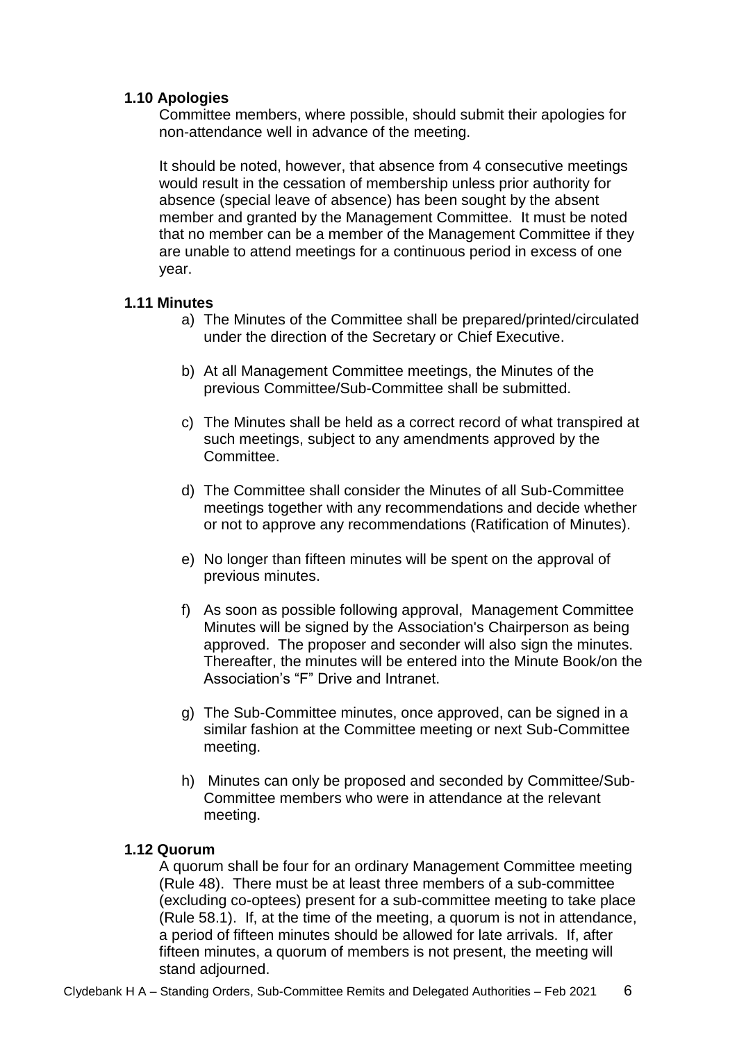### 1.10 Apologies

Committee members, where possible, should submit their apologies for non-attendance well in advance of the meeting.

It should be noted, however, that absence from 4 consecutive meetings would result in the cessation of membership unless prior authority for absence (special leave of absence) has been sought by the absent member and granted by the Management Committee. It must be noted that no member can be a member of the Management Committee if they are unable to attend meetings for a continuous period in excess of one year.

### 1.11 Minutes

a) The Minutes of the Committee shall be prepared/printed/circulated under the direction of the Secretary or Chief Executive.

b) At all Management Committee meetings, the Minutes of the previous Committee/Sub-Committee shall be submitted.

c) The Minutes shall be held as a correct record of what transpired at such meetings, subject to any amendments approved by the Committee.

d) The Committee shall consider the Minutes of all Sub-Committee meetings together with any recommendations and decide whether or not to approve any recommendations (Ratification of Minutes).

e) No longer than fifteen minutes will be spent on the approval of previous minutes.

f) As soon as possible following approval, Management Committee Minutes will be signed by the Association's Chairperson as being approved. The proposer and seconder will also sign the minutes. Thereafter, the minutes will be entered into the Minute Book/on the Association's "F" Drive and Intranet.

g) The Sub-Committee minutes, once approved, can be signed in a similar fashion at the Committee meeting or next Sub-Committee meeting.

h) Minutes can only be proposed and seconded by Committee/Sub-Committee members who were in attendance at the relevant meeting.

### 1.12 Quorum

A quorum shall be four for an ordinary Management Committee meeting (Rule 48). There must be at least three members of a sub-committee (excluding co-optees) present for a sub-committee meeting to take place (Rule 58.1). If, at the time of the meeting, a quorum is not in attendance, a period of fifteen minutes should be allowed for late arrivals. If, after fifteen minutes, a quorum of members is not present, the meeting will stand adjourned.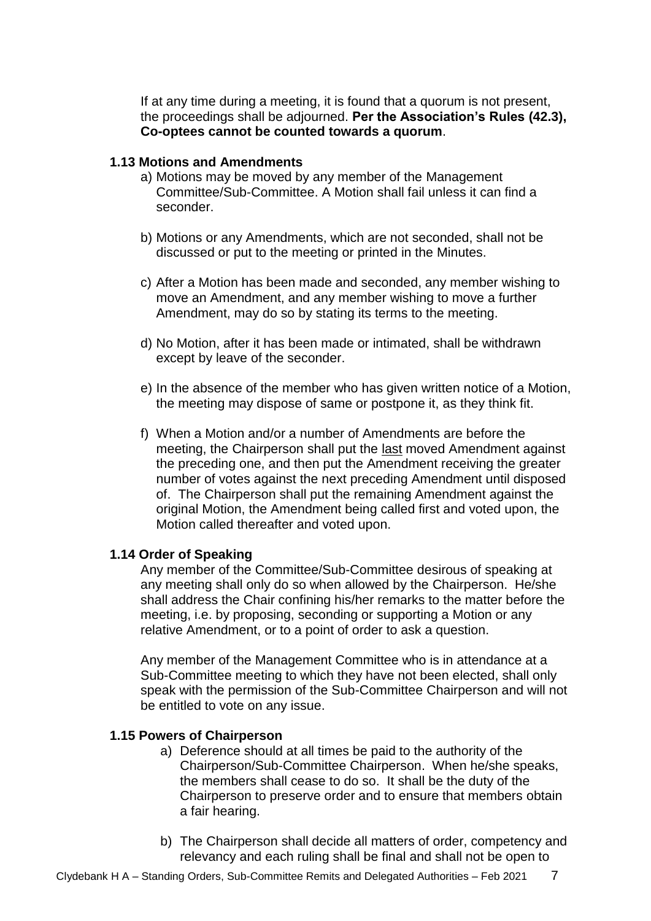If at any time during a meeting, it is found that a quorum is not present, the proceedings shall be adjourned. **Per the Association's Rules (42.3), Co-optees cannot be counted towards a quorum**.

### 1.13 Motions and Amendments

a) Motions may be moved by any member of the Management Committee/Sub-Committee. A Motion shall fail unless it can find a seconder.

b) Motions or any Amendments, which are not seconded, shall not be discussed or put to the meeting or printed in the Minutes.

c) After a Motion has been made and seconded, any member wishing to move an Amendment, and any member wishing to move a further Amendment, may do so by stating its terms to the meeting.

d) No Motion, after it has been made or intimated, shall be withdrawn except by leave of the seconder.

e) In the absence of the member who has given written notice of a Motion, the meeting may dispose of same or postpone it, as they think fit.

f) When a Motion and/or a number of Amendments are before the meeting, the Chairperson shall put the <u>last</u> moved Amendment against the preceding one, and then put the Amendment receiving the greater number of votes against the next preceding Amendment until disposed of. The Chairperson shall put the remaining Amendment against the original Motion, the Amendment being called first and voted upon, the Motion called thereafter and voted upon.

### 1.14 Order of Speaking

Any member of the Committee/Sub-Committee desirous of speaking at any meeting shall only do so when allowed by the Chairperson. He/she shall address the Chair confining his/her remarks to the matter before the meeting, i.e. by proposing, seconding or supporting a Motion or any relative Amendment, or to a point of order to ask a question.

Any member of the Management Committee who is in attendance at a Sub-Committee meeting to which they have not been elected, shall only speak with the permission of the Sub-Committee Chairperson and will not be entitled to vote on any issue.

### 1.15 Powers of Chairperson

a) Deference should at all times be paid to the authority of the Chairperson/Sub-Committee Chairperson. When he/she speaks, the members shall cease to do so. It shall be the duty of the Chairperson to preserve order and to ensure that members obtain a fair hearing.

b) The Chairperson shall decide all matters of order, competency and relevancy and each ruling shall be final and shall not be open to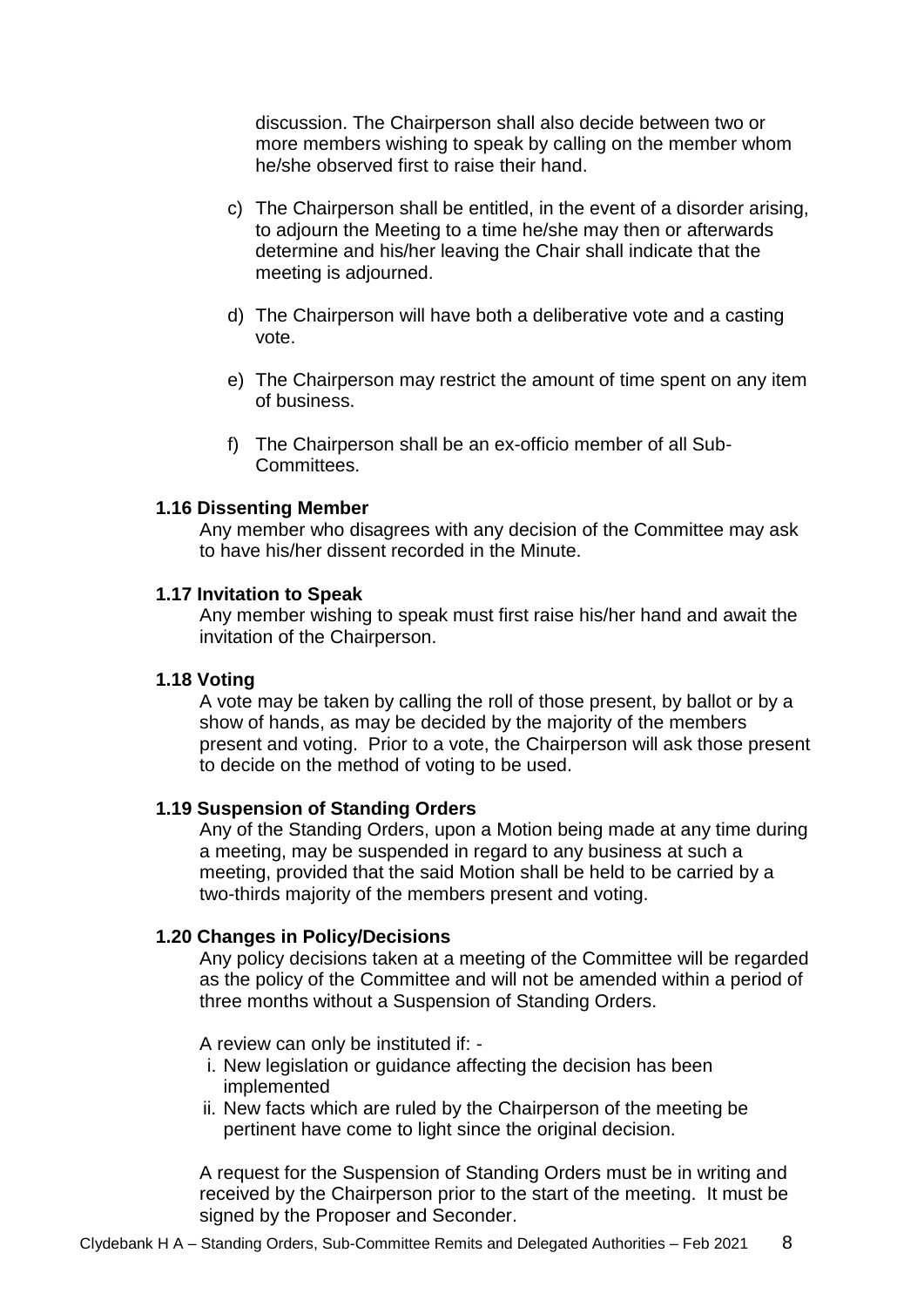discussion. The Chairperson shall also decide between two or more members wishing to speak by calling on the member whom he/she observed first to raise their hand.

c) The Chairperson shall be entitled, in the event of a disorder arising, to adjourn the Meeting to a time he/she may then or afterwards determine and his/her leaving the Chair shall indicate that the meeting is adjourned.

d) The Chairperson will have both a deliberative vote and a casting vote.

e) The Chairperson may restrict the amount of time spent on any item of business.

f) The Chairperson shall be an ex-officio member of all Sub-Committees.

**1.16 Dissenting Member**

Any member who disagrees with any decision of the Committee may ask to have his/her dissent recorded in the Minute.

**1.17 Invitation to Speak**

Any member wishing to speak must first raise his/her hand and await the invitation of the Chairperson.

**1.18 Voting**

A vote may be taken by calling the roll of those present, by ballot or by a show of hands, as may be decided by the majority of the members present and voting. Prior to a vote, the Chairperson will ask those present to decide on the method of voting to be used.

**1.19 Suspension of Standing Orders**

Any of the Standing Orders, upon a Motion being made at any time during a meeting, may be suspended in regard to any business at such a meeting, provided that the said Motion shall be held to be carried by a two-thirds majority of the members present and voting.

**1.20 Changes in Policy/Decisions**

Any policy decisions taken at a meeting of the Committee will be regarded as the policy of the Committee and will not be amended within a period of three months without a Suspension of Standing Orders.

A review can only be instituted if: -

i. New legislation or guidance affecting the decision has been implemented
ii. New facts which are ruled by the Chairperson of the meeting be pertinent have come to light since the original decision.

A request for the Suspension of Standing Orders must be in writing and received by the Chairperson prior to the start of the meeting. It must be signed by the Proposer and Seconder.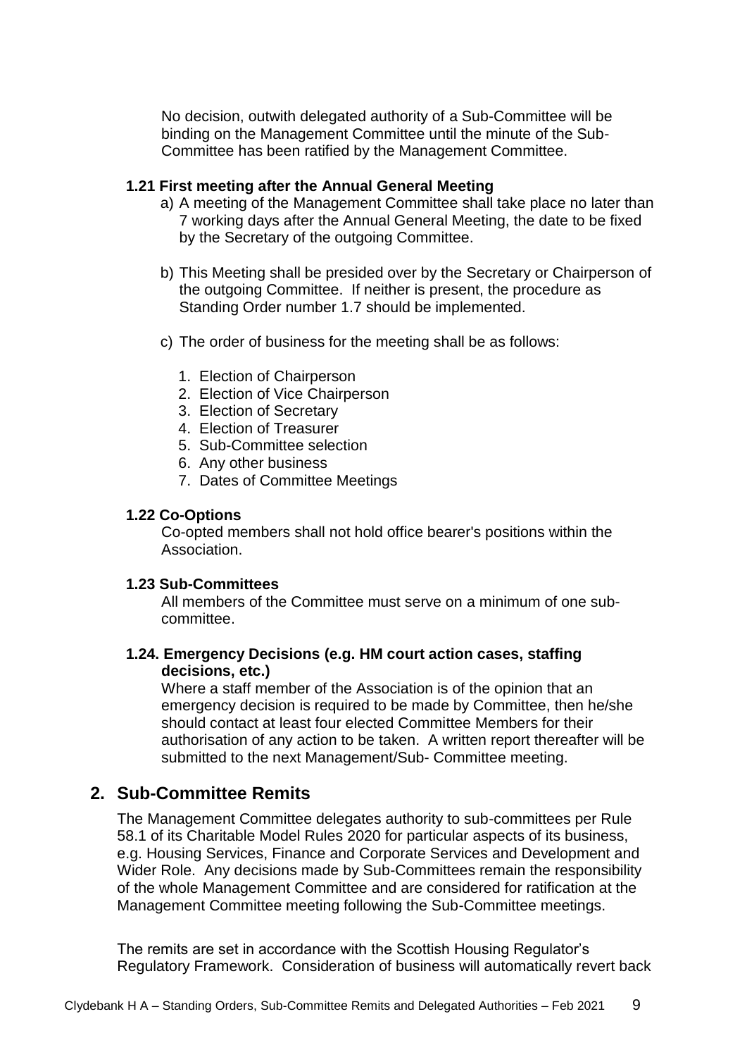No decision, outwith delegated authority of a Sub-Committee will be binding on the Management Committee until the minute of the Sub-Committee has been ratified by the Management Committee.

### 1.21 First meeting after the Annual General Meeting

a) A meeting of the Management Committee shall take place no later than 7 working days after the Annual General Meeting, the date to be fixed by the Secretary of the outgoing Committee.

b) This Meeting shall be presided over by the Secretary or Chairperson of the outgoing Committee. If neither is present, the procedure as Standing Order number 1.7 should be implemented.

c) The order of business for the meeting shall be as follows:

1. Election of Chairperson
2. Election of Vice Chairperson
3. Election of Secretary
4. Election of Treasurer
5. Sub-Committee selection
6. Any other business
7. Dates of Committee Meetings

### 1.22 Co-Options

Co-opted members shall not hold office bearer's positions within the Association.

### 1.23 Sub-Committees

All members of the Committee must serve on a minimum of one sub-committee.

### 1.24. Emergency Decisions (e.g. HM court action cases, staffing decisions, etc.)

Where a staff member of the Association is of the opinion that an emergency decision is required to be made by Committee, then he/she should contact at least four elected Committee Members for their authorisation of any action to be taken. A written report thereafter will be submitted to the next Management/Sub- Committee meeting.

## 2. Sub-Committee Remits

The Management Committee delegates authority to sub-committees per Rule 58.1 of its Charitable Model Rules 2020 for particular aspects of its business, e.g. Housing Services, Finance and Corporate Services and Development and Wider Role. Any decisions made by Sub-Committees remain the responsibility of the whole Management Committee and are considered for ratification at the Management Committee meeting following the Sub-Committee meetings.

The remits are set in accordance with the Scottish Housing Regulator's Regulatory Framework. Consideration of business will automatically revert back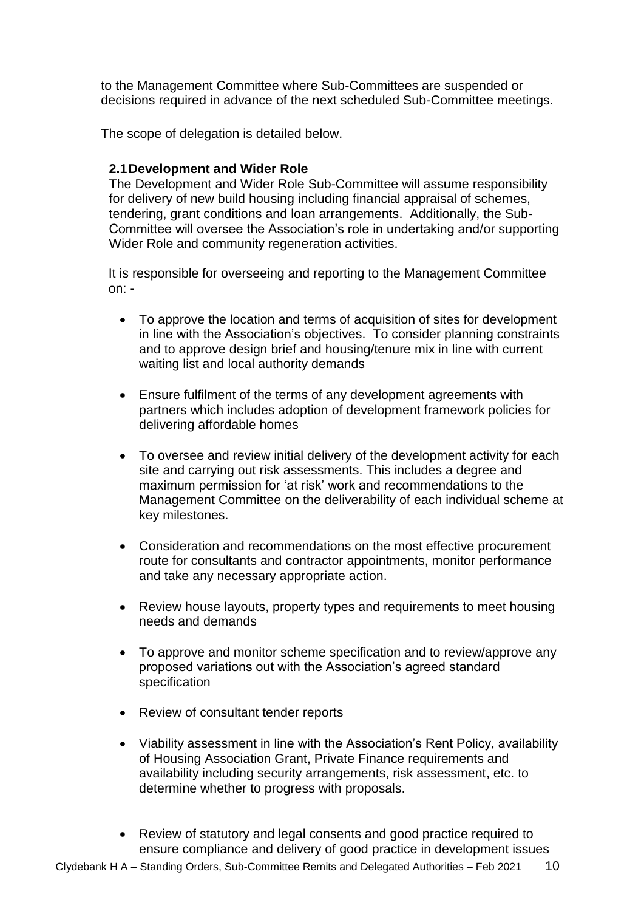to the Management Committee where Sub-Committees are suspended or decisions required in advance of the next scheduled Sub-Committee meetings.

The scope of delegation is detailed below.

### 2.1 Development and Wider Role

The Development and Wider Role Sub-Committee will assume responsibility for delivery of new build housing including financial appraisal of schemes, tendering, grant conditions and loan arrangements. Additionally, the Sub-Committee will oversee the Association's role in undertaking and/or supporting Wider Role and community regeneration activities.

It is responsible for overseeing and reporting to the Management Committee on: -

- To approve the location and terms of acquisition of sites for development in line with the Association's objectives. To consider planning constraints and to approve design brief and housing/tenure mix in line with current waiting list and local authority demands
- Ensure fulfilment of the terms of any development agreements with partners which includes adoption of development framework policies for delivering affordable homes
- To oversee and review initial delivery of the development activity for each site and carrying out risk assessments. This includes a degree and maximum permission for 'at risk' work and recommendations to the Management Committee on the deliverability of each individual scheme at key milestones.
- Consideration and recommendations on the most effective procurement route for consultants and contractor appointments, monitor performance and take any necessary appropriate action.
- Review house layouts, property types and requirements to meet housing needs and demands
- To approve and monitor scheme specification and to review/approve any proposed variations out with the Association's agreed standard specification
- Review of consultant tender reports
- Viability assessment in line with the Association's Rent Policy, availability of Housing Association Grant, Private Finance requirements and availability including security arrangements, risk assessment, etc. to determine whether to progress with proposals.
- Review of statutory and legal consents and good practice required to ensure compliance and delivery of good practice in development issues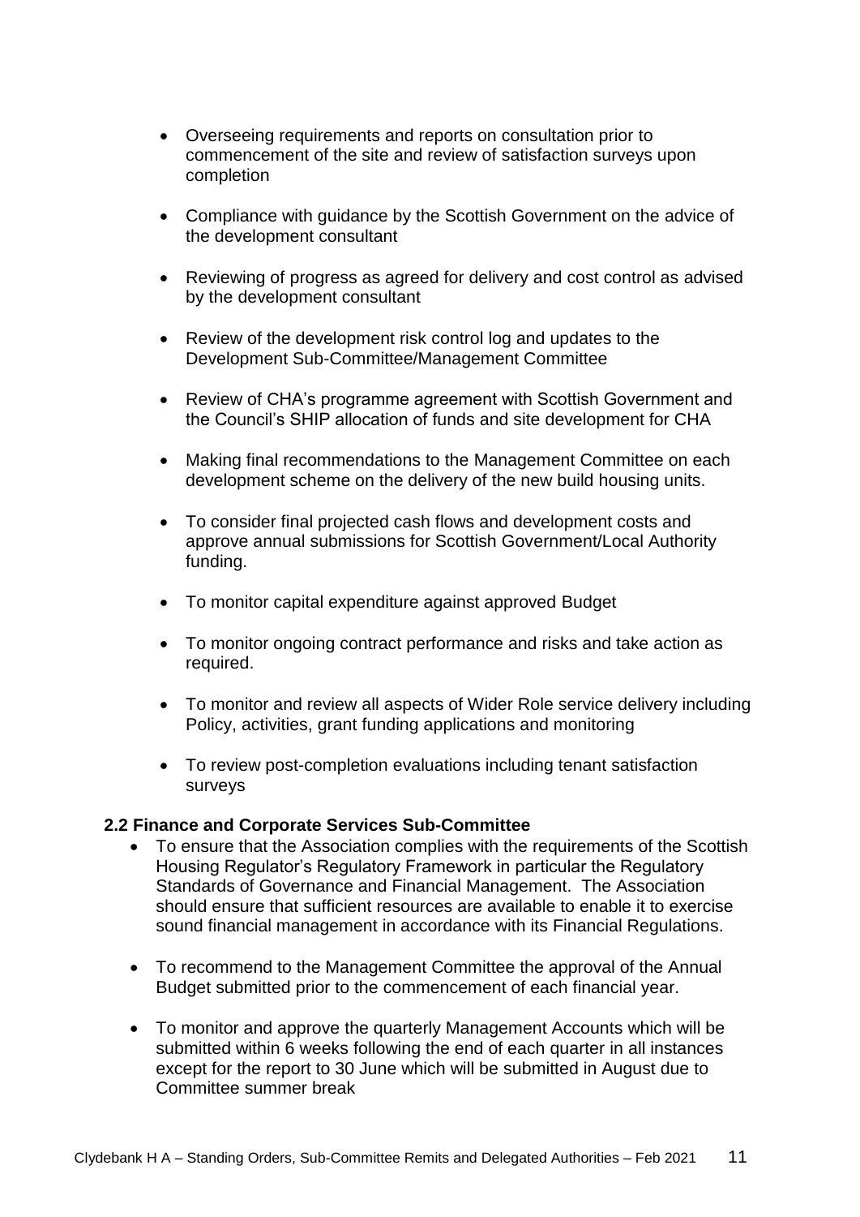- Overseeing requirements and reports on consultation prior to commencement of the site and review of satisfaction surveys upon completion

- Compliance with guidance by the Scottish Government on the advice of the development consultant

- Reviewing of progress as agreed for delivery and cost control as advised by the development consultant

- Review of the development risk control log and updates to the Development Sub-Committee/Management Committee

- Review of CHA's programme agreement with Scottish Government and the Council's SHIP allocation of funds and site development for CHA

- Making final recommendations to the Management Committee on each development scheme on the delivery of the new build housing units.

- To consider final projected cash flows and development costs and approve annual submissions for Scottish Government/Local Authority funding.

- To monitor capital expenditure against approved Budget

- To monitor ongoing contract performance and risks and take action as required.

- To monitor and review all aspects of Wider Role service delivery including Policy, activities, grant funding applications and monitoring

- To review post-completion evaluations including tenant satisfaction surveys

**2.2 Finance and Corporate Services Sub-Committee**

- To ensure that the Association complies with the requirements of the Scottish Housing Regulator's Regulatory Framework in particular the Regulatory Standards of Governance and Financial Management. The Association should ensure that sufficient resources are available to enable it to exercise sound financial management in accordance with its Financial Regulations.

- To recommend to the Management Committee the approval of the Annual Budget submitted prior to the commencement of each financial year.

- To monitor and approve the quarterly Management Accounts which will be submitted within 6 weeks following the end of each quarter in all instances except for the report to 30 June which will be submitted in August due to Committee summer break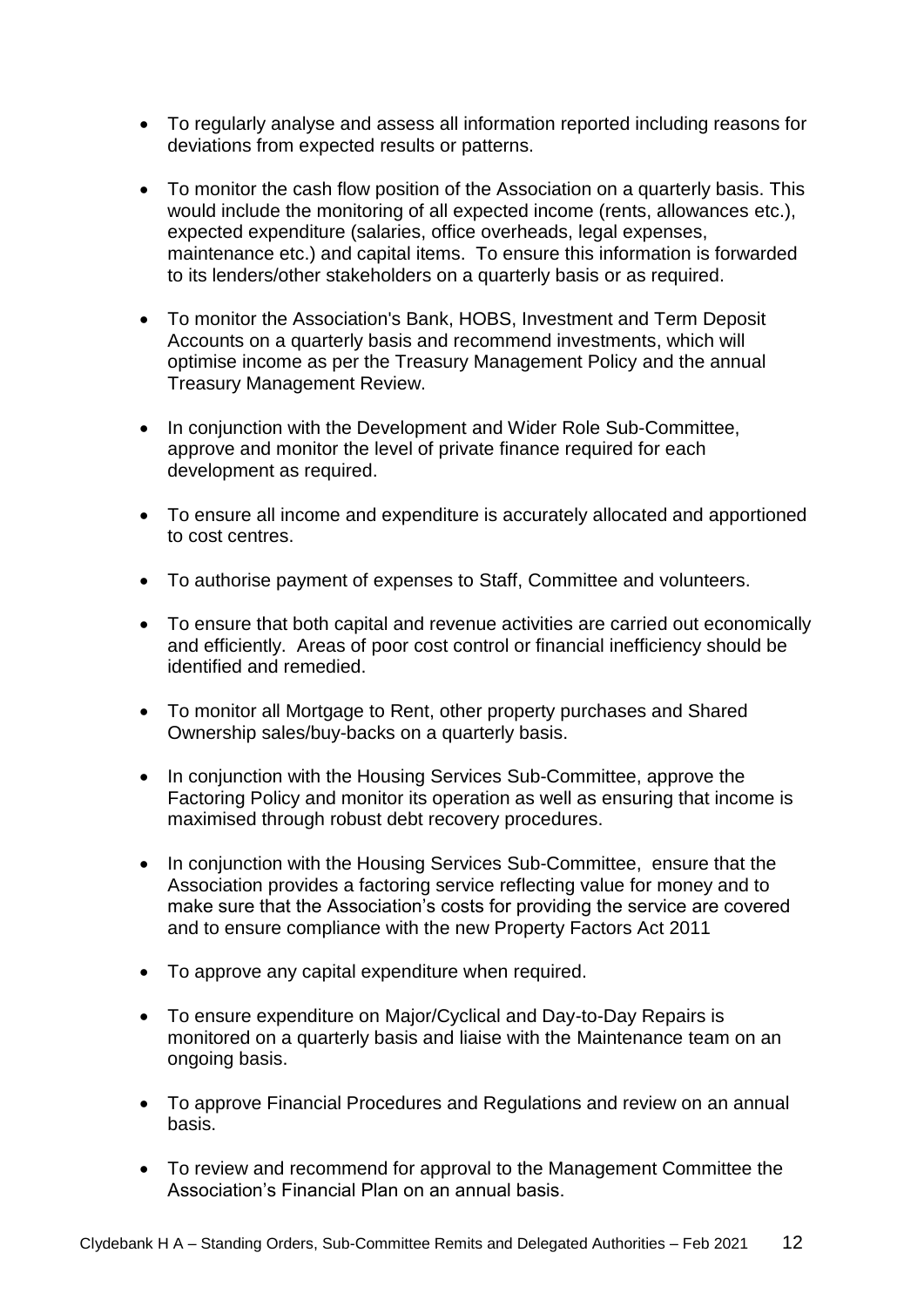- To regularly analyse and assess all information reported including reasons for deviations from expected results or patterns.

- To monitor the cash flow position of the Association on a quarterly basis. This would include the monitoring of all expected income (rents, allowances etc.), expected expenditure (salaries, office overheads, legal expenses, maintenance etc.) and capital items. To ensure this information is forwarded to its lenders/other stakeholders on a quarterly basis or as required.

- To monitor the Association's Bank, HOBS, Investment and Term Deposit Accounts on a quarterly basis and recommend investments, which will optimise income as per the Treasury Management Policy and the annual Treasury Management Review.

- In conjunction with the Development and Wider Role Sub-Committee, approve and monitor the level of private finance required for each development as required.

- To ensure all income and expenditure is accurately allocated and apportioned to cost centres.

- To authorise payment of expenses to Staff, Committee and volunteers.

- To ensure that both capital and revenue activities are carried out economically and efficiently. Areas of poor cost control or financial inefficiency should be identified and remedied.

- To monitor all Mortgage to Rent, other property purchases and Shared Ownership sales/buy-backs on a quarterly basis.

- In conjunction with the Housing Services Sub-Committee, approve the Factoring Policy and monitor its operation as well as ensuring that income is maximised through robust debt recovery procedures.

- In conjunction with the Housing Services Sub-Committee, ensure that the Association provides a factoring service reflecting value for money and to make sure that the Association's costs for providing the service are covered and to ensure compliance with the new Property Factors Act 2011

- To approve any capital expenditure when required.

- To ensure expenditure on Major/Cyclical and Day-to-Day Repairs is monitored on a quarterly basis and liaise with the Maintenance team on an ongoing basis.

- To approve Financial Procedures and Regulations and review on an annual basis.

- To review and recommend for approval to the Management Committee the Association's Financial Plan on an annual basis.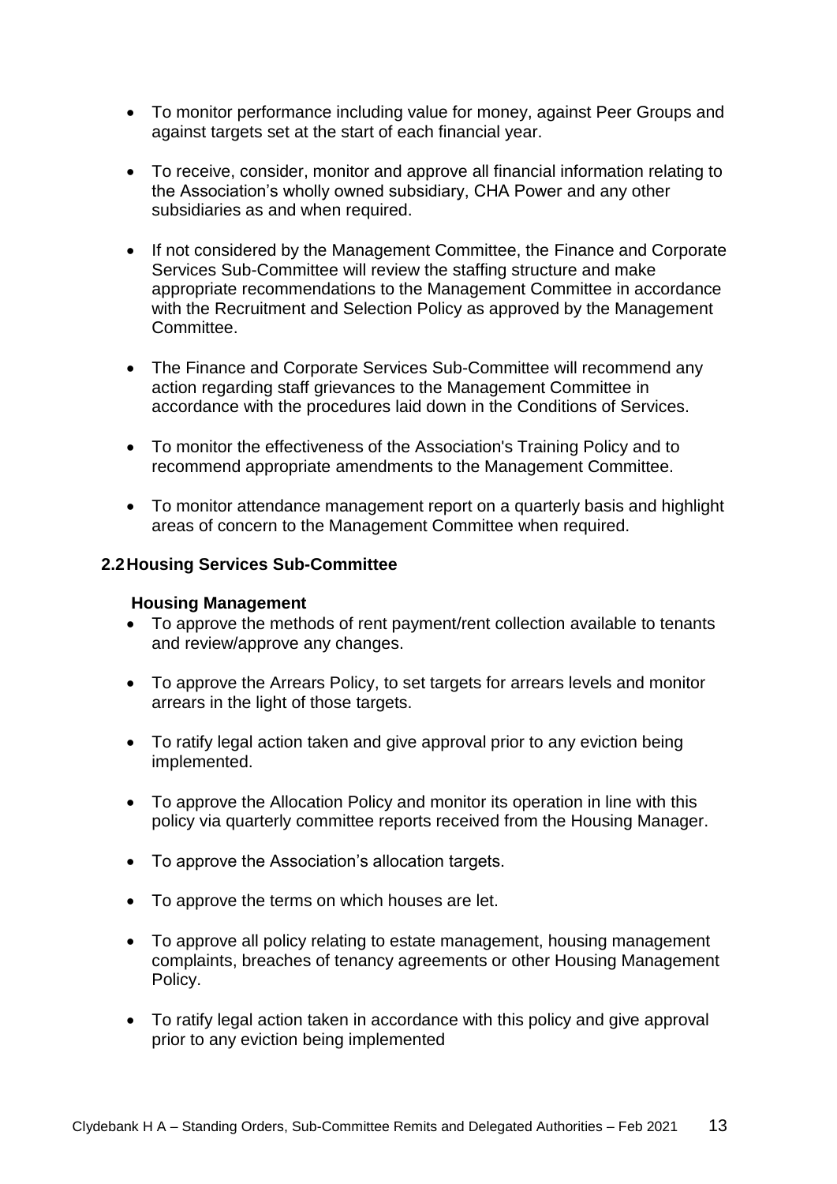- To monitor performance including value for money, against Peer Groups and against targets set at the start of each financial year.

- To receive, consider, monitor and approve all financial information relating to the Association's wholly owned subsidiary, CHA Power and any other subsidiaries as and when required.

- If not considered by the Management Committee, the Finance and Corporate Services Sub-Committee will review the staffing structure and make appropriate recommendations to the Management Committee in accordance with the Recruitment and Selection Policy as approved by the Management Committee.

- The Finance and Corporate Services Sub-Committee will recommend any action regarding staff grievances to the Management Committee in accordance with the procedures laid down in the Conditions of Services.

- To monitor the effectiveness of the Association's Training Policy and to recommend appropriate amendments to the Management Committee.

- To monitor attendance management report on a quarterly basis and highlight areas of concern to the Management Committee when required.

### 2.2 Housing Services Sub-Committee

**Housing Management**

- To approve the methods of rent payment/rent collection available to tenants and review/approve any changes.

- To approve the Arrears Policy, to set targets for arrears levels and monitor arrears in the light of those targets.

- To ratify legal action taken and give approval prior to any eviction being implemented.

- To approve the Allocation Policy and monitor its operation in line with this policy via quarterly committee reports received from the Housing Manager.

- To approve the Association's allocation targets.

- To approve the terms on which houses are let.

- To approve all policy relating to estate management, housing management complaints, breaches of tenancy agreements or other Housing Management Policy.

- To ratify legal action taken in accordance with this policy and give approval prior to any eviction being implemented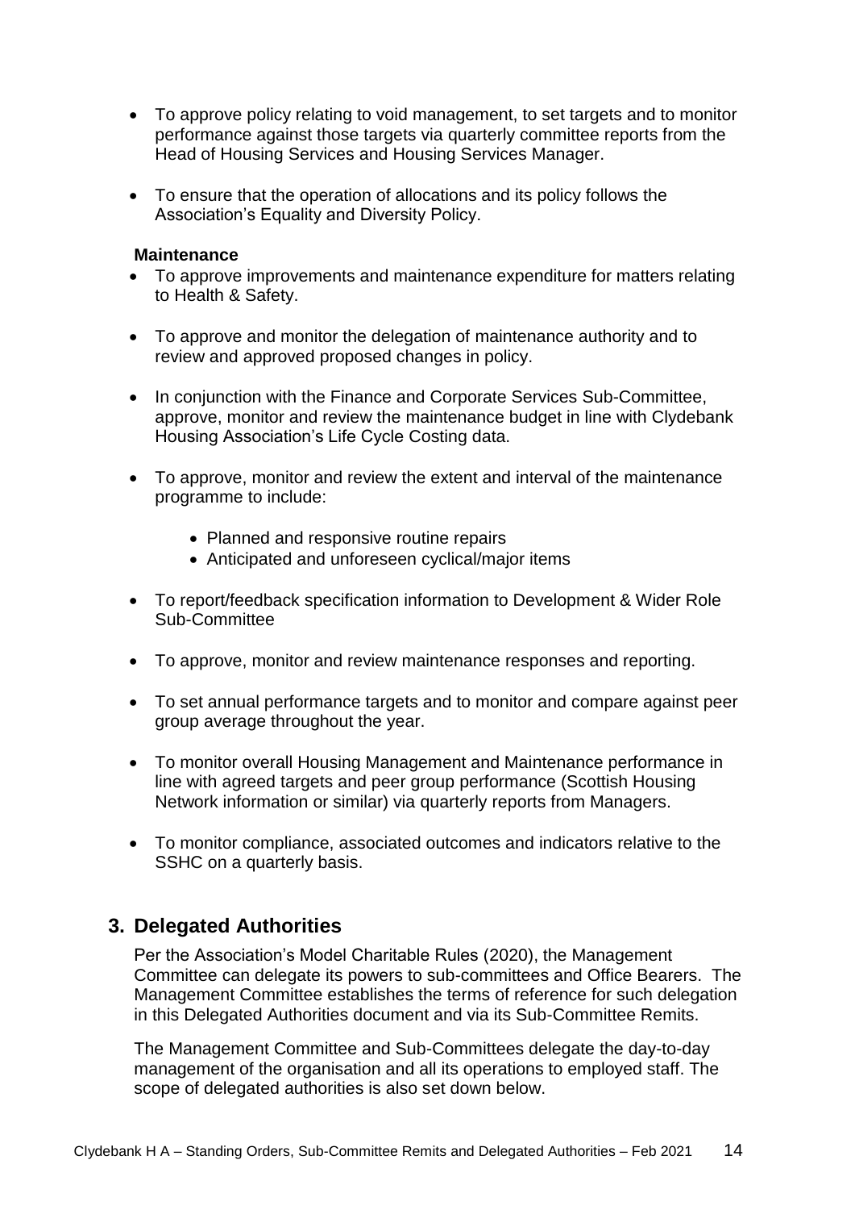- To approve policy relating to void management, to set targets and to monitor performance against those targets via quarterly committee reports from the Head of Housing Services and Housing Services Manager.

- To ensure that the operation of allocations and its policy follows the Association's Equality and Diversity Policy.

**Maintenance**

- To approve improvements and maintenance expenditure for matters relating to Health & Safety.

- To approve and monitor the delegation of maintenance authority and to review and approved proposed changes in policy.

- In conjunction with the Finance and Corporate Services Sub-Committee, approve, monitor and review the maintenance budget in line with Clydebank Housing Association's Life Cycle Costing data.

- To approve, monitor and review the extent and interval of the maintenance programme to include:

    - Planned and responsive routine repairs
    - Anticipated and unforeseen cyclical/major items

- To report/feedback specification information to Development & Wider Role Sub-Committee

- To approve, monitor and review maintenance responses and reporting.

- To set annual performance targets and to monitor and compare against peer group average throughout the year.

- To monitor overall Housing Management and Maintenance performance in line with agreed targets and peer group performance (Scottish Housing Network information or similar) via quarterly reports from Managers.

- To monitor compliance, associated outcomes and indicators relative to the SSHC on a quarterly basis.

## 3. Delegated Authorities

Per the Association's Model Charitable Rules (2020), the Management Committee can delegate its powers to sub-committees and Office Bearers. The Management Committee establishes the terms of reference for such delegation in this Delegated Authorities document and via its Sub-Committee Remits.

The Management Committee and Sub-Committees delegate the day-to-day management of the organisation and all its operations to employed staff. The scope of delegated authorities is also set down below.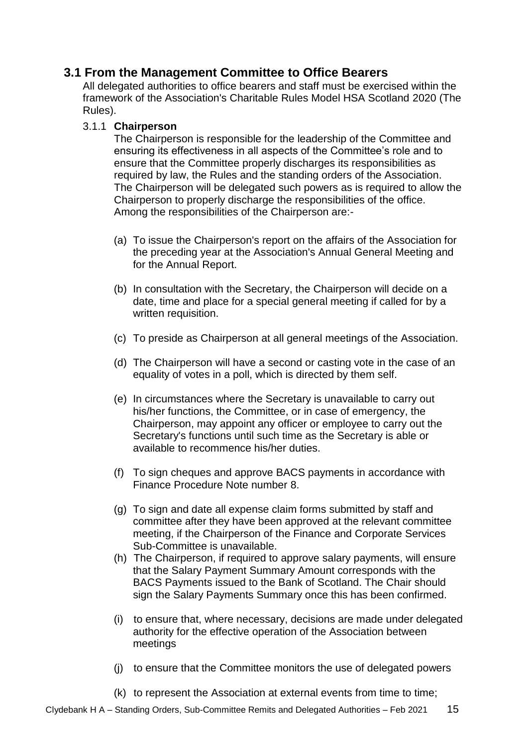## 3.1 From the Management Committee to Office Bearers

All delegated authorities to office bearers and staff must be exercised within the framework of the Association's Charitable Rules Model HSA Scotland 2020 (The Rules).

### 3.1.1 **Chairperson**

The Chairperson is responsible for the leadership of the Committee and ensuring its effectiveness in all aspects of the Committee's role and to ensure that the Committee properly discharges its responsibilities as required by law, the Rules and the standing orders of the Association. The Chairperson will be delegated such powers as is required to allow the Chairperson to properly discharge the responsibilities of the office. Among the responsibilities of the Chairperson are:-

(a) To issue the Chairperson's report on the affairs of the Association for the preceding year at the Association's Annual General Meeting and for the Annual Report.

(b) In consultation with the Secretary, the Chairperson will decide on a date, time and place for a special general meeting if called for by a written requisition.

(c) To preside as Chairperson at all general meetings of the Association.

(d) The Chairperson will have a second or casting vote in the case of an equality of votes in a poll, which is directed by them self.

(e) In circumstances where the Secretary is unavailable to carry out his/her functions, the Committee, or in case of emergency, the Chairperson, may appoint any officer or employee to carry out the Secretary's functions until such time as the Secretary is able or available to recommence his/her duties.

(f) To sign cheques and approve BACS payments in accordance with Finance Procedure Note number 8.

(g) To sign and date all expense claim forms submitted by staff and committee after they have been approved at the relevant committee meeting, if the Chairperson of the Finance and Corporate Services Sub-Committee is unavailable.

(h) The Chairperson, if required to approve salary payments, will ensure that the Salary Payment Summary Amount corresponds with the BACS Payments issued to the Bank of Scotland. The Chair should sign the Salary Payments Summary once this has been confirmed.

(i) to ensure that, where necessary, decisions are made under delegated authority for the effective operation of the Association between meetings

(j) to ensure that the Committee monitors the use of delegated powers

(k) to represent the Association at external events from time to time;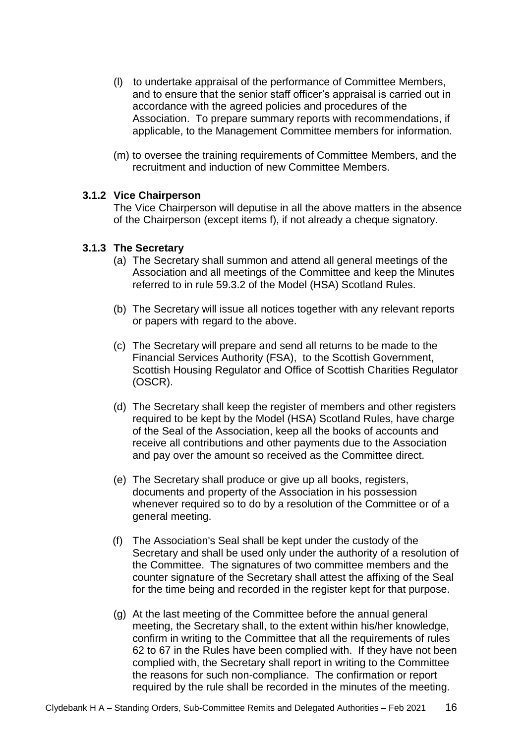(l) to undertake appraisal of the performance of Committee Members, and to ensure that the senior staff officer's appraisal is carried out in accordance with the agreed policies and procedures of the Association. To prepare summary reports with recommendations, if applicable, to the Management Committee members for information.

(m) to oversee the training requirements of Committee Members, and the recruitment and induction of new Committee Members.

### 3.1.2 Vice Chairperson

The Vice Chairperson will deputise in all the above matters in the absence of the Chairperson (except items f), if not already a cheque signatory.

### 3.1.3 The Secretary

(a) The Secretary shall summon and attend all general meetings of the Association and all meetings of the Committee and keep the Minutes referred to in rule 59.3.2 of the Model (HSA) Scotland Rules.

(b) The Secretary will issue all notices together with any relevant reports or papers with regard to the above.

(c) The Secretary will prepare and send all returns to be made to the Financial Services Authority (FSA), to the Scottish Government, Scottish Housing Regulator and Office of Scottish Charities Regulator (OSCR).

(d) The Secretary shall keep the register of members and other registers required to be kept by the Model (HSA) Scotland Rules, have charge of the Seal of the Association, keep all the books of accounts and receive all contributions and other payments due to the Association and pay over the amount so received as the Committee direct.

(e) The Secretary shall produce or give up all books, registers, documents and property of the Association in his possession whenever required so to do by a resolution of the Committee or of a general meeting.

(f) The Association's Seal shall be kept under the custody of the Secretary and shall be used only under the authority of a resolution of the Committee. The signatures of two committee members and the counter signature of the Secretary shall attest the affixing of the Seal for the time being and recorded in the register kept for that purpose.

(g) At the last meeting of the Committee before the annual general meeting, the Secretary shall, to the extent within his/her knowledge, confirm in writing to the Committee that all the requirements of rules 62 to 67 in the Rules have been complied with. If they have not been complied with, the Secretary shall report in writing to the Committee the reasons for such non-compliance. The confirmation or report required by the rule shall be recorded in the minutes of the meeting.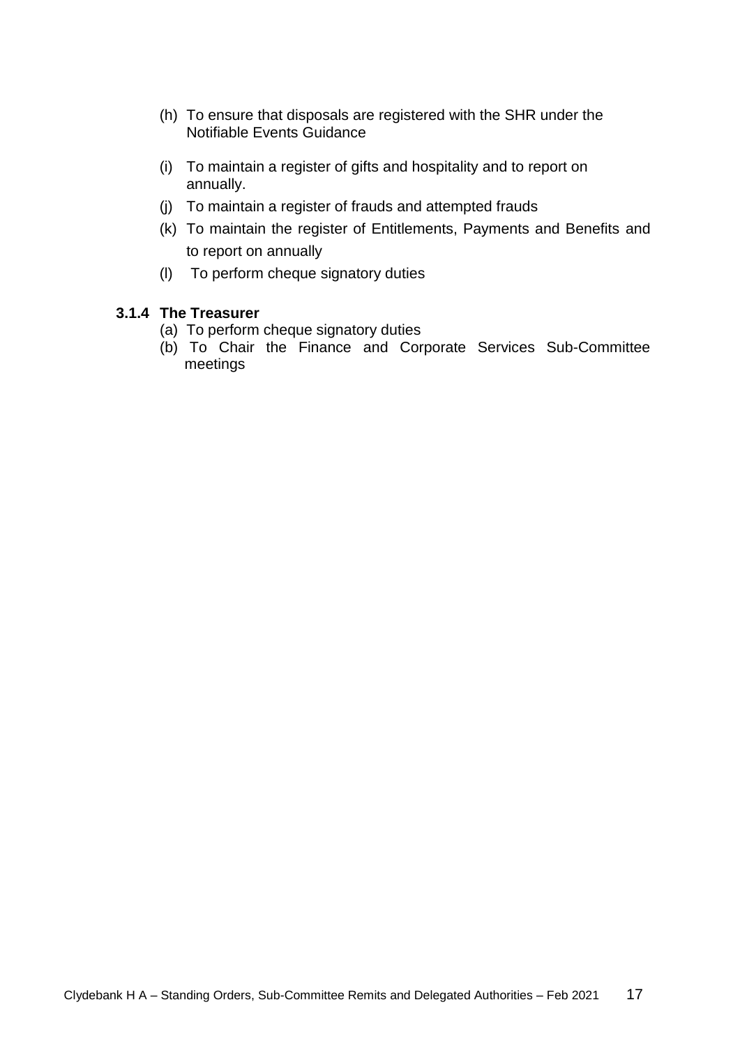(h) To ensure that disposals are registered with the SHR under the Notifiable Events Guidance

(i) To maintain a register of gifts and hospitality and to report on annually.

(j) To maintain a register of frauds and attempted frauds

(k) To maintain the register of Entitlements, Payments and Benefits and to report on annually

(l) To perform cheque signatory duties

#### 3.1.4 The Treasurer

(a) To perform cheque signatory duties

(b) To Chair the Finance and Corporate Services Sub-Committee meetings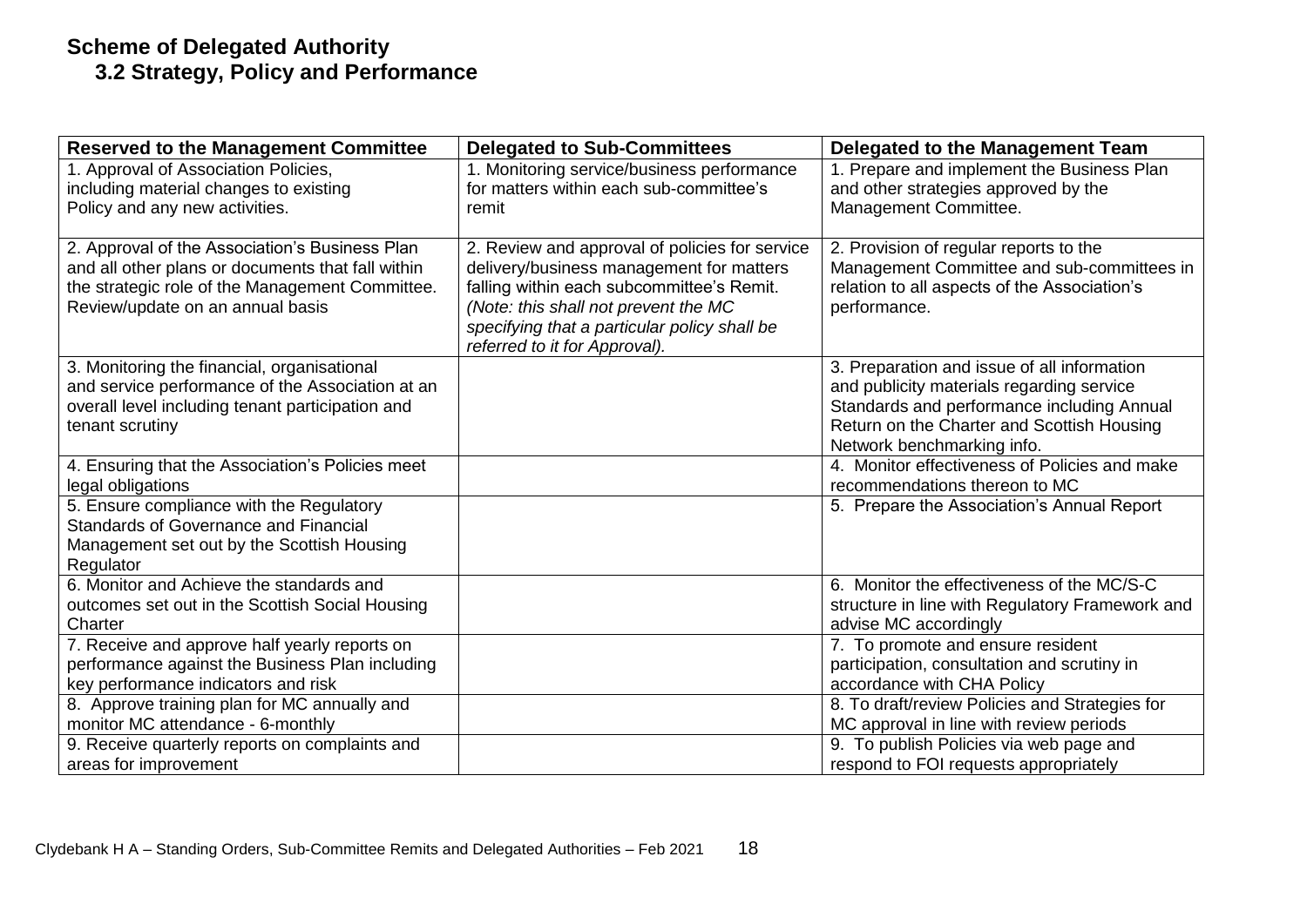# Scheme of Delegated Authority

## 3.2 Strategy, Policy and Performance

| Reserved to the Management Committee | Delegated to Sub-Committees | Delegated to the Management Team |
|---|---|---|
| 1. Approval of Association Policies, including material changes to existing Policy and any new activities. | 1. Monitoring service/business performance for matters within each sub-committee's remit | 1. Prepare and implement the Business Plan and other strategies approved by the Management Committee. |
| 2. Approval of the Association's Business Plan and all other plans or documents that fall within the strategic role of the Management Committee. Review/update on an annual basis | 2. Review and approval of policies for service delivery/business management for matters falling within each subcommittee's Remit. *(Note: this shall not prevent the MC specifying that a particular policy shall be referred to it for Approval).* | 2. Provision of regular reports to the Management Committee and sub-committees in relation to all aspects of the Association's performance. |
| 3. Monitoring the financial, organisational and service performance of the Association at an overall level including tenant participation and tenant scrutiny | | 3. Preparation and issue of all information and publicity materials regarding service Standards and performance including Annual Return on the Charter and Scottish Housing Network benchmarking info. |
| 4. Ensuring that the Association's Policies meet legal obligations | | 4. Monitor effectiveness of Policies and make recommendations thereon to MC |
| 5. Ensure compliance with the Regulatory Standards of Governance and Financial Management set out by the Scottish Housing Regulator | | 5. Prepare the Association's Annual Report |
| 6. Monitor and Achieve the standards and outcomes set out in the Scottish Social Housing Charter | | 6. Monitor the effectiveness of the MC/S-C structure in line with Regulatory Framework and advise MC accordingly |
| 7. Receive and approve half yearly reports on performance against the Business Plan including key performance indicators and risk | | 7. To promote and ensure resident participation, consultation and scrutiny in accordance with CHA Policy |
| 8. Approve training plan for MC annually and monitor MC attendance - 6-monthly | | 8. To draft/review Policies and Strategies for MC approval in line with review periods |
| 9. Receive quarterly reports on complaints and areas for improvement | | 9. To publish Policies via web page and respond to FOI requests appropriately |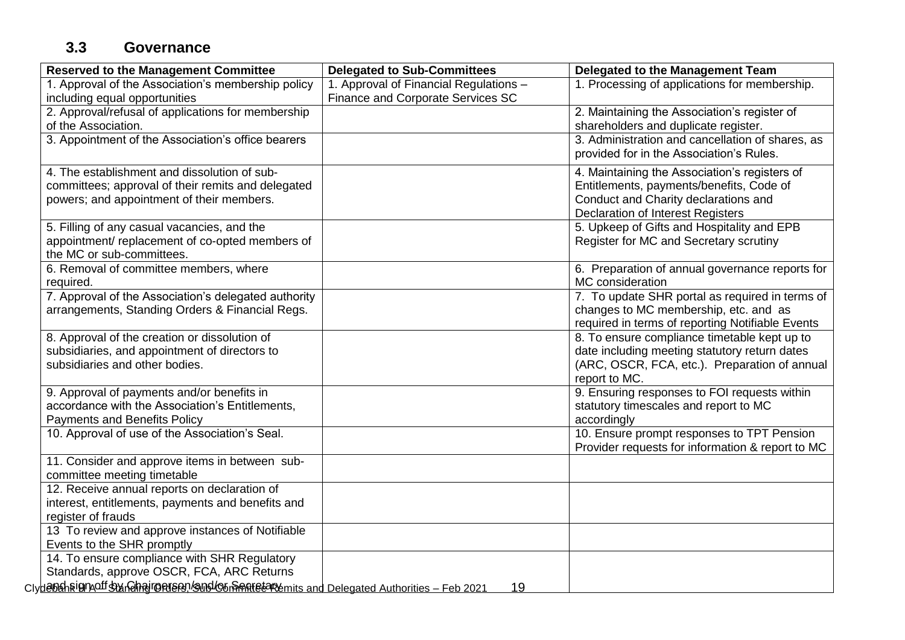## 3.3 Governance

| Reserved to the Management Committee | Delegated to Sub-Committees | Delegated to the Management Team |
|---|---|---|
| 1. Approval of the Association's membership policy including equal opportunities | 1. Approval of Financial Regulations – Finance and Corporate Services SC | 1. Processing of applications for membership. |
| 2. Approval/refusal of applications for membership of the Association. | | 2. Maintaining the Association's register of shareholders and duplicate register. |
| 3. Appointment of the Association's office bearers | | 3. Administration and cancellation of shares, as provided for in the Association's Rules. |
| 4. The establishment and dissolution of sub-committees; approval of their remits and delegated powers; and appointment of their members. | | 4. Maintaining the Association's registers of Entitlements, payments/benefits, Code of Conduct and Charity declarations and Declaration of Interest Registers |
| 5. Filling of any casual vacancies, and the appointment/ replacement of co-opted members of the MC or sub-committees. | | 5. Upkeep of Gifts and Hospitality and EPB Register for MC and Secretary scrutiny |
| 6. Removal of committee members, where required. | | 6. Preparation of annual governance reports for MC consideration |
| 7. Approval of the Association's delegated authority arrangements, Standing Orders & Financial Regs. | | 7. To update SHR portal as required in terms of changes to MC membership, etc. and as required in terms of reporting Notifiable Events |
| 8. Approval of the creation or dissolution of subsidiaries, and appointment of directors to subsidiaries and other bodies. | | 8. To ensure compliance timetable kept up to date including meeting statutory return dates (ARC, OSCR, FCA, etc.). Preparation of annual report to MC. |
| 9. Approval of payments and/or benefits in accordance with the Association's Entitlements, Payments and Benefits Policy | | 9. Ensuring responses to FOI requests within statutory timescales and report to MC accordingly |
| 10. Approval of use of the Association's Seal. | | 10. Ensure prompt responses to TPT Pension Provider requests for information & report to MC |
| 11. Consider and approve items in between sub-committee meeting timetable | | |
| 12. Receive annual reports on declaration of interest, entitlements, payments and benefits and register of frauds | | |
| 13 To review and approve instances of Notifiable Events to the SHR promptly | | |
| 14. To ensure compliance with SHR Regulatory Standards, approve OSCR, FCA, ARC Returns and sign off by Chairperson and/or Secretary | | |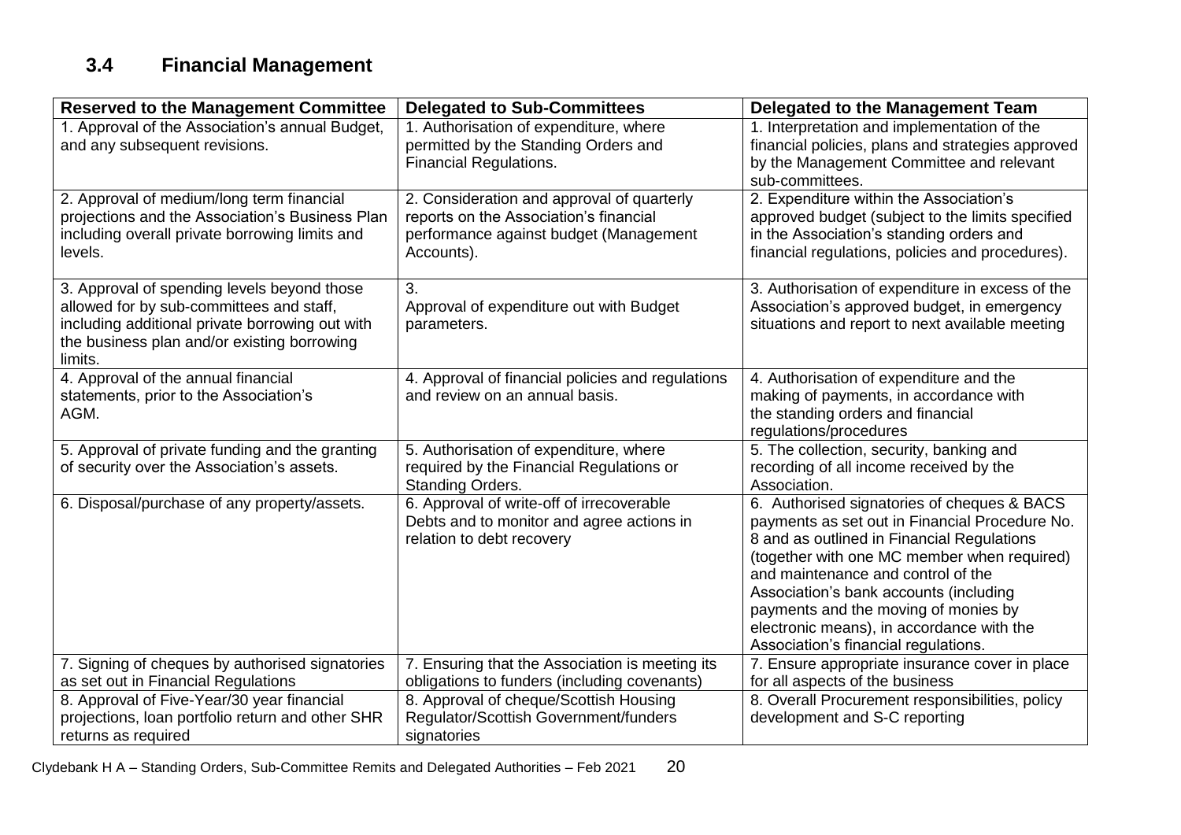## 3.4 Financial Management

| Reserved to the Management Committee | Delegated to Sub-Committees | Delegated to the Management Team |
|---|---|---|
| 1. Approval of the Association's annual Budget, and any subsequent revisions. | 1. Authorisation of expenditure, where permitted by the Standing Orders and Financial Regulations. | 1. Interpretation and implementation of the financial policies, plans and strategies approved by the Management Committee and relevant sub-committees. |
| 2. Approval of medium/long term financial projections and the Association's Business Plan including overall private borrowing limits and levels. | 2. Consideration and approval of quarterly reports on the Association's financial performance against budget (Management Accounts). | 2. Expenditure within the Association's approved budget (subject to the limits specified in the Association's standing orders and financial regulations, policies and procedures). |
| 3. Approval of spending levels beyond those allowed for by sub-committees and staff, including additional private borrowing out with the business plan and/or existing borrowing limits. | 3. Approval of expenditure out with Budget parameters. | 3. Authorisation of expenditure in excess of the Association's approved budget, in emergency situations and report to next available meeting |
| 4. Approval of the annual financial statements, prior to the Association's AGM. | 4. Approval of financial policies and regulations and review on an annual basis. | 4. Authorisation of expenditure and the making of payments, in accordance with the standing orders and financial regulations/procedures |
| 5. Approval of private funding and the granting of security over the Association's assets. | 5. Authorisation of expenditure, where required by the Financial Regulations or Standing Orders. | 5. The collection, security, banking and recording of all income received by the Association. |
| 6. Disposal/purchase of any property/assets. | 6. Approval of write-off of irrecoverable Debts and to monitor and agree actions in relation to debt recovery | 6. Authorised signatories of cheques & BACS payments as set out in Financial Procedure No. 8 and as outlined in Financial Regulations (together with one MC member when required) and maintenance and control of the Association's bank accounts (including payments and the moving of monies by electronic means), in accordance with the Association's financial regulations. |
| 7. Signing of cheques by authorised signatories as set out in Financial Regulations | 7. Ensuring that the Association is meeting its obligations to funders (including covenants) | 7. Ensure appropriate insurance cover in place for all aspects of the business |
| 8. Approval of Five-Year/30 year financial projections, loan portfolio return and other SHR returns as required | 8. Approval of cheque/Scottish Housing Regulator/Scottish Government/funders signatories | 8. Overall Procurement responsibilities, policy development and S-C reporting |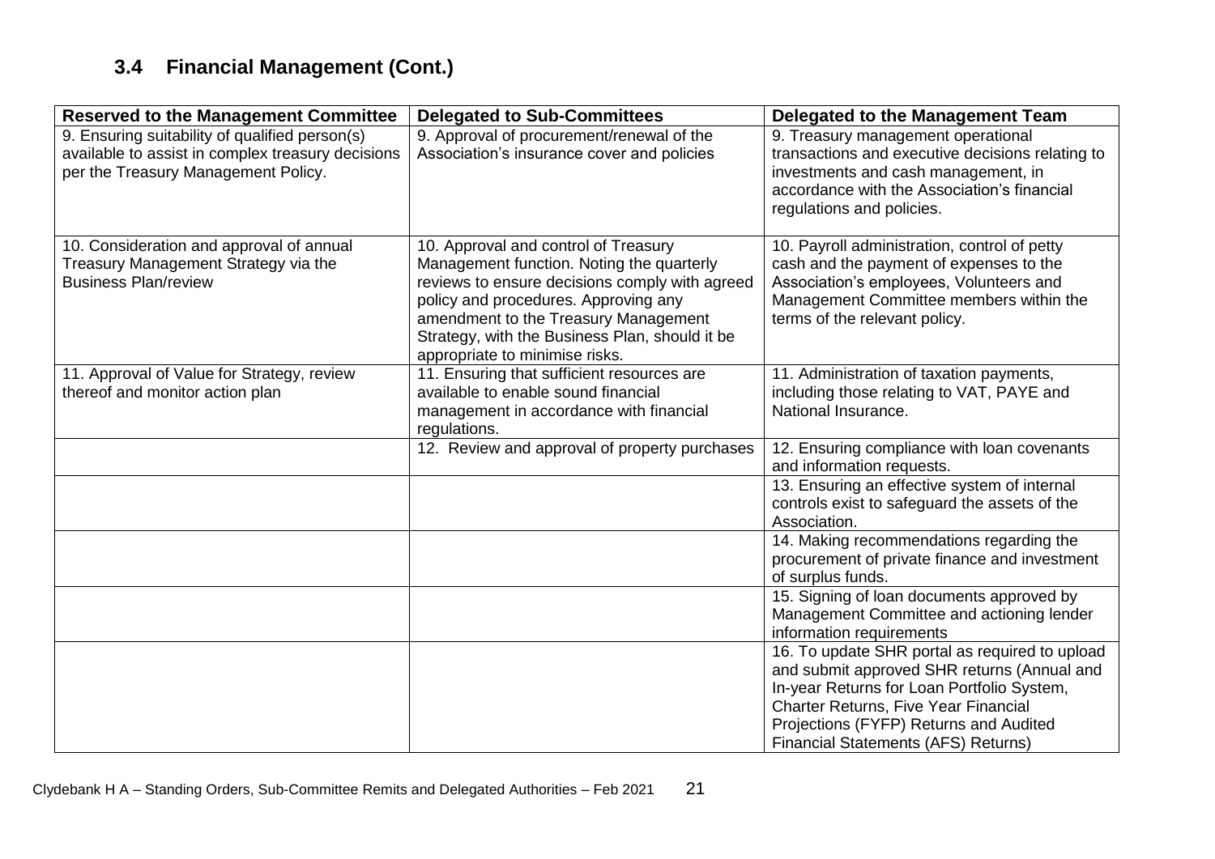## 3.4 Financial Management (Cont.)

| Reserved to the Management Committee | Delegated to Sub-Committees | Delegated to the Management Team |
|---|---|---|
| 9. Ensuring suitability of qualified person(s) available to assist in complex treasury decisions per the Treasury Management Policy. | 9. Approval of procurement/renewal of the Association's insurance cover and policies | 9. Treasury management operational transactions and executive decisions relating to investments and cash management, in accordance with the Association's financial regulations and policies. |
| 10. Consideration and approval of annual Treasury Management Strategy via the Business Plan/review | 10. Approval and control of Treasury Management function. Noting the quarterly reviews to ensure decisions comply with agreed policy and procedures. Approving any amendment to the Treasury Management Strategy, with the Business Plan, should it be appropriate to minimise risks. | 10. Payroll administration, control of petty cash and the payment of expenses to the Association's employees, Volunteers and Management Committee members within the terms of the relevant policy. |
| 11. Approval of Value for Strategy, review thereof and monitor action plan | 11. Ensuring that sufficient resources are available to enable sound financial management in accordance with financial regulations. | 11. Administration of taxation payments, including those relating to VAT, PAYE and National Insurance. |
| | 12. Review and approval of property purchases | 12. Ensuring compliance with loan covenants and information requests. |
| | | 13. Ensuring an effective system of internal controls exist to safeguard the assets of the Association. |
| | | 14. Making recommendations regarding the procurement of private finance and investment of surplus funds. |
| | | 15. Signing of loan documents approved by Management Committee and actioning lender information requirements |
| | | 16. To update SHR portal as required to upload and submit approved SHR returns (Annual and In-year Returns for Loan Portfolio System, Charter Returns, Five Year Financial Projections (FYFP) Returns and Audited Financial Statements (AFS) Returns) |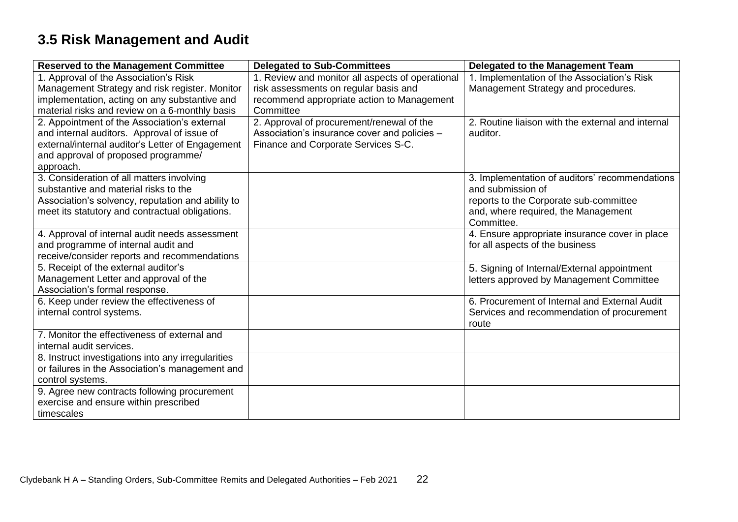## 3.5 Risk Management and Audit

| Reserved to the Management Committee | Delegated to Sub-Committees | Delegated to the Management Team |
|---|---|---|
| 1. Approval of the Association's Risk Management Strategy and risk register. Monitor implementation, acting on any substantive and material risks and review on a 6-monthly basis | 1. Review and monitor all aspects of operational risk assessments on regular basis and recommend appropriate action to Management Committee | 1. Implementation of the Association's Risk Management Strategy and procedures. |
| 2. Appointment of the Association's external and internal auditors. Approval of issue of external/internal auditor's Letter of Engagement and approval of proposed programme/ approach. | 2. Approval of procurement/renewal of the Association's insurance cover and policies – Finance and Corporate Services S-C. | 2. Routine liaison with the external and internal auditor. |
| 3. Consideration of all matters involving substantive and material risks to the Association's solvency, reputation and ability to meet its statutory and contractual obligations. | | 3. Implementation of auditors' recommendations and submission of reports to the Corporate sub-committee and, where required, the Management Committee. |
| 4. Approval of internal audit needs assessment and programme of internal audit and receive/consider reports and recommendations | | 4. Ensure appropriate insurance cover in place for all aspects of the business |
| 5. Receipt of the external auditor's Management Letter and approval of the Association's formal response. | | 5. Signing of Internal/External appointment letters approved by Management Committee |
| 6. Keep under review the effectiveness of internal control systems. | | 6. Procurement of Internal and External Audit Services and recommendation of procurement route |
| 7. Monitor the effectiveness of external and internal audit services. | | |
| 8. Instruct investigations into any irregularities or failures in the Association's management and control systems. | | |
| 9. Agree new contracts following procurement exercise and ensure within prescribed timescales | | |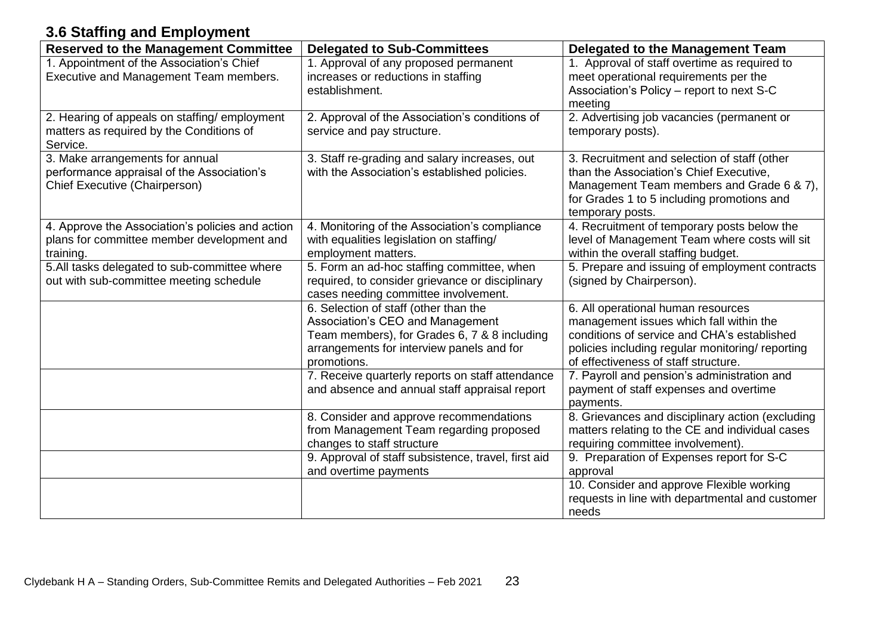## 3.6 Staffing and Employment

| Reserved to the Management Committee | Delegated to Sub-Committees | Delegated to the Management Team |
|---|---|---|
| 1. Appointment of the Association's Chief Executive and Management Team members. | 1. Approval of any proposed permanent increases or reductions in staffing establishment. | 1. Approval of staff overtime as required to meet operational requirements per the Association's Policy – report to next S-C meeting |
| 2. Hearing of appeals on staffing/ employment matters as required by the Conditions of Service. | 2. Approval of the Association's conditions of service and pay structure. | 2. Advertising job vacancies (permanent or temporary posts). |
| 3. Make arrangements for annual performance appraisal of the Association's Chief Executive (Chairperson) | 3. Staff re-grading and salary increases, out with the Association's established policies. | 3. Recruitment and selection of staff (other than the Association's Chief Executive, Management Team members and Grade 6 & 7), for Grades 1 to 5 including promotions and temporary posts. |
| 4. Approve the Association's policies and action plans for committee member development and training. | 4. Monitoring of the Association's compliance with equalities legislation on staffing/ employment matters. | 4. Recruitment of temporary posts below the level of Management Team where costs will sit within the overall staffing budget. |
| 5.All tasks delegated to sub-committee where out with sub-committee meeting schedule | 5. Form an ad-hoc staffing committee, when required, to consider grievance or disciplinary cases needing committee involvement. | 5. Prepare and issuing of employment contracts (signed by Chairperson). |
| | 6. Selection of staff (other than the Association's CEO and Management Team members), for Grades 6, 7 & 8 including arrangements for interview panels and for promotions. | 6. All operational human resources management issues which fall within the conditions of service and CHA's established policies including regular monitoring/ reporting of effectiveness of staff structure. |
| | 7. Receive quarterly reports on staff attendance and absence and annual staff appraisal report | 7. Payroll and pension's administration and payment of staff expenses and overtime payments. |
| | 8. Consider and approve recommendations from Management Team regarding proposed changes to staff structure | 8. Grievances and disciplinary action (excluding matters relating to the CE and individual cases requiring committee involvement). |
| | 9. Approval of staff subsistence, travel, first aid and overtime payments | 9. Preparation of Expenses report for S-C approval |
| | | 10. Consider and approve Flexible working requests in line with departmental and customer needs |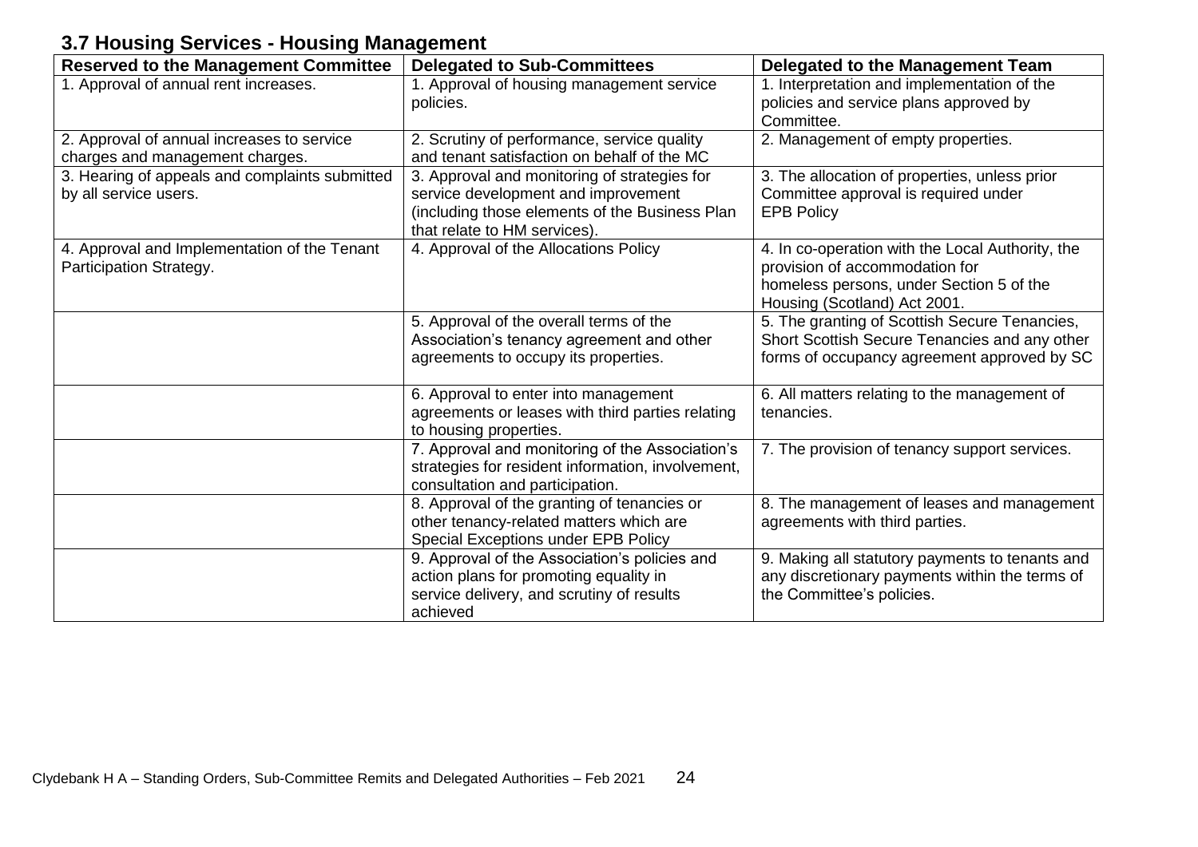## 3.7 Housing Services - Housing Management

| Reserved to the Management Committee | Delegated to Sub-Committees | Delegated to the Management Team |
|---|---|---|
| 1. Approval of annual rent increases. | 1. Approval of housing management service policies. | 1. Interpretation and implementation of the policies and service plans approved by Committee. |
| 2. Approval of annual increases to service charges and management charges. | 2. Scrutiny of performance, service quality and tenant satisfaction on behalf of the MC | 2. Management of empty properties. |
| 3. Hearing of appeals and complaints submitted by all service users. | 3. Approval and monitoring of strategies for service development and improvement (including those elements of the Business Plan that relate to HM services). | 3. The allocation of properties, unless prior Committee approval is required under EPB Policy |
| 4. Approval and Implementation of the Tenant Participation Strategy. | 4. Approval of the Allocations Policy | 4. In co-operation with the Local Authority, the provision of accommodation for homeless persons, under Section 5 of the Housing (Scotland) Act 2001. |
| | 5. Approval of the overall terms of the Association's tenancy agreement and other agreements to occupy its properties. | 5. The granting of Scottish Secure Tenancies, Short Scottish Secure Tenancies and any other forms of occupancy agreement approved by SC |
| | 6. Approval to enter into management agreements or leases with third parties relating to housing properties. | 6. All matters relating to the management of tenancies. |
| | 7. Approval and monitoring of the Association's strategies for resident information, involvement, consultation and participation. | 7. The provision of tenancy support services. |
| | 8. Approval of the granting of tenancies or other tenancy-related matters which are Special Exceptions under EPB Policy | 8. The management of leases and management agreements with third parties. |
| | 9. Approval of the Association's policies and action plans for promoting equality in service delivery, and scrutiny of results achieved | 9. Making all statutory payments to tenants and any discretionary payments within the terms of the Committee's policies. |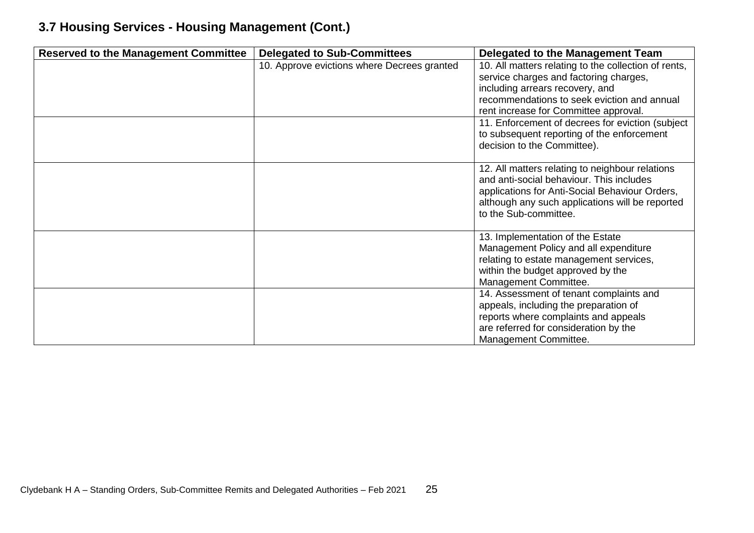### 3.7 Housing Services - Housing Management (Cont.)

| Reserved to the Management Committee | Delegated to Sub-Committees | Delegated to the Management Team |
|---|---|---|
| | 10. Approve evictions where Decrees granted | 10. All matters relating to the collection of rents, service charges and factoring charges, including arrears recovery, and recommendations to seek eviction and annual rent increase for Committee approval. |
| | | 11. Enforcement of decrees for eviction (subject to subsequent reporting of the enforcement decision to the Committee). |
| | | 12. All matters relating to neighbour relations and anti-social behaviour. This includes applications for Anti-Social Behaviour Orders, although any such applications will be reported to the Sub-committee. |
| | | 13. Implementation of the Estate Management Policy and all expenditure relating to estate management services, within the budget approved by the Management Committee. |
| | | 14. Assessment of tenant complaints and appeals, including the preparation of reports where complaints and appeals are referred for consideration by the Management Committee. |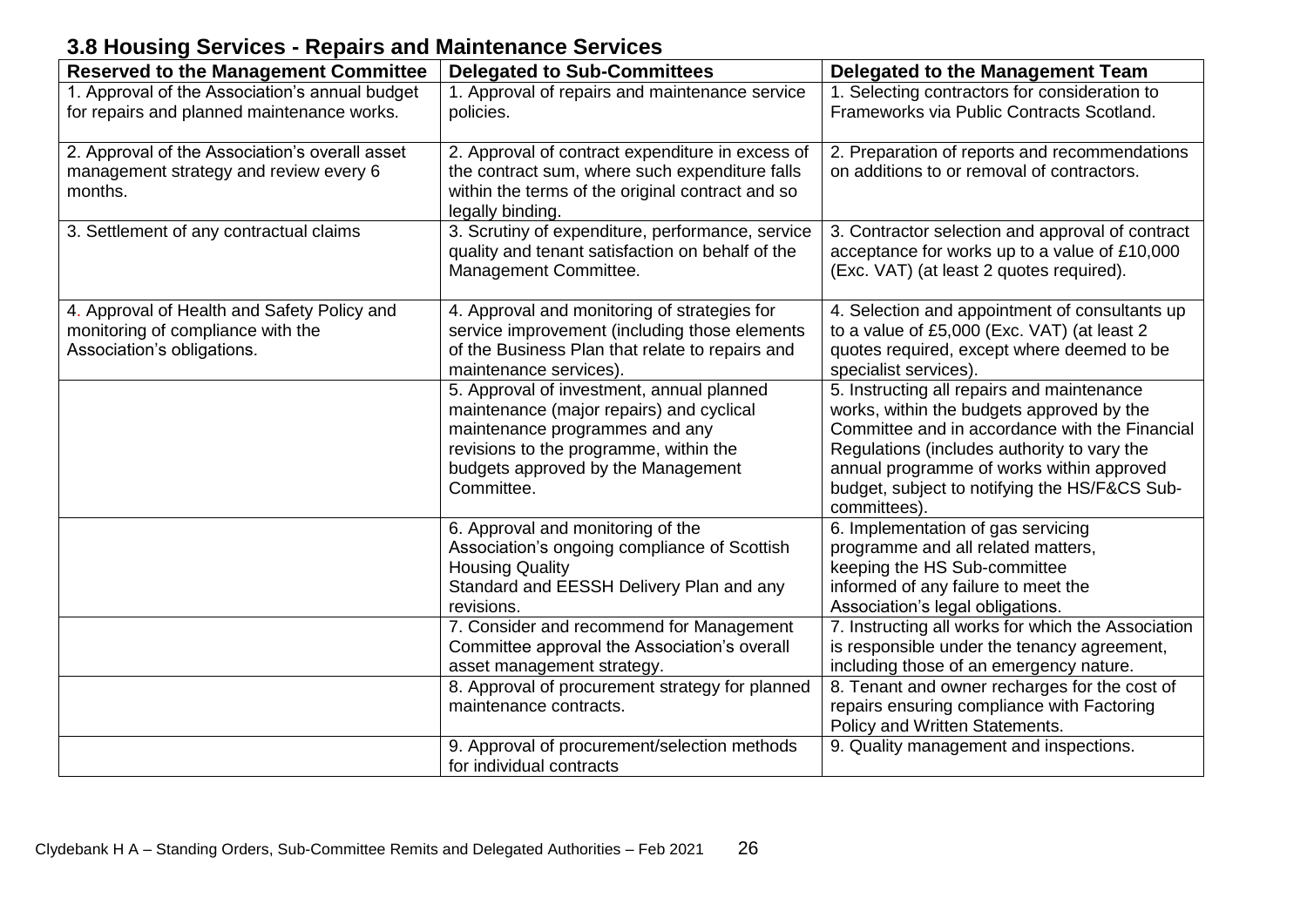### 3.8 Housing Services - Repairs and Maintenance Services

| Reserved to the Management Committee | Delegated to Sub-Committees | Delegated to the Management Team |
|---|---|---|
| 1. Approval of the Association's annual budget for repairs and planned maintenance works. | 1. Approval of repairs and maintenance service policies. | 1. Selecting contractors for consideration to Frameworks via Public Contracts Scotland. |
| 2. Approval of the Association's overall asset management strategy and review every 6 months. | 2. Approval of contract expenditure in excess of the contract sum, where such expenditure falls within the terms of the original contract and so legally binding. | 2. Preparation of reports and recommendations on additions to or removal of contractors. |
| 3. Settlement of any contractual claims | 3. Scrutiny of expenditure, performance, service quality and tenant satisfaction on behalf of the Management Committee. | 3. Contractor selection and approval of contract acceptance for works up to a value of £10,000 (Exc. VAT) (at least 2 quotes required). |
| 4. Approval of Health and Safety Policy and monitoring of compliance with the Association's obligations. | 4. Approval and monitoring of strategies for service improvement (including those elements of the Business Plan that relate to repairs and maintenance services). | 4. Selection and appointment of consultants up to a value of £5,000 (Exc. VAT) (at least 2 quotes required, except where deemed to be specialist services). |
| | 5. Approval of investment, annual planned maintenance (major repairs) and cyclical maintenance programmes and any revisions to the programme, within the budgets approved by the Management Committee. | 5. Instructing all repairs and maintenance works, within the budgets approved by the Committee and in accordance with the Financial Regulations (includes authority to vary the annual programme of works within approved budget, subject to notifying the HS/F&CS Sub-committees). |
| | 6. Approval and monitoring of the Association's ongoing compliance of Scottish Housing Quality Standard and EESSH Delivery Plan and any revisions. | 6. Implementation of gas servicing programme and all related matters, keeping the HS Sub-committee informed of any failure to meet the Association's legal obligations. |
| | 7. Consider and recommend for Management Committee approval the Association's overall asset management strategy. | 7. Instructing all works for which the Association is responsible under the tenancy agreement, including those of an emergency nature. |
| | 8. Approval of procurement strategy for planned maintenance contracts. | 8. Tenant and owner recharges for the cost of repairs ensuring compliance with Factoring Policy and Written Statements. |
| | 9. Approval of procurement/selection methods for individual contracts | 9. Quality management and inspections. |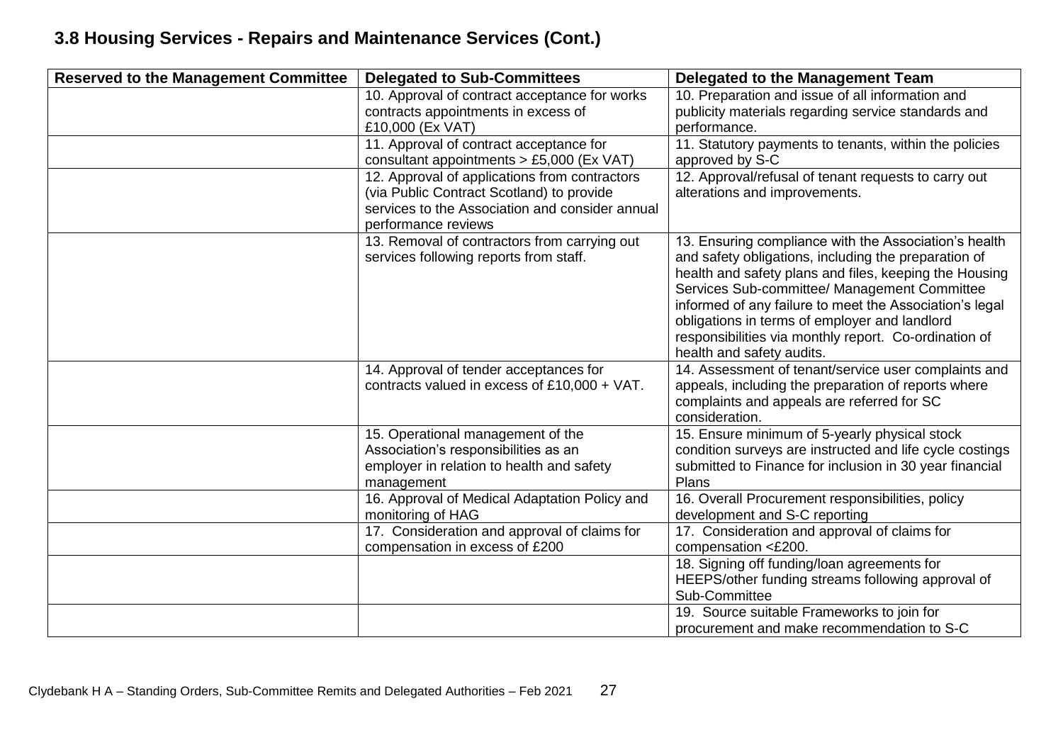### 3.8 Housing Services - Repairs and Maintenance Services (Cont.)

| Reserved to the Management Committee | Delegated to Sub-Committees | Delegated to the Management Team |
|---|---|---|
| | 10. Approval of contract acceptance for works contracts appointments in excess of £10,000 (Ex VAT) | 10. Preparation and issue of all information and publicity materials regarding service standards and performance. |
| | 11. Approval of contract acceptance for consultant appointments > £5,000 (Ex VAT) | 11. Statutory payments to tenants, within the policies approved by S-C |
| | 12. Approval of applications from contractors (via Public Contract Scotland) to provide services to the Association and consider annual performance reviews | 12. Approval/refusal of tenant requests to carry out alterations and improvements. |
| | 13. Removal of contractors from carrying out services following reports from staff. | 13. Ensuring compliance with the Association's health and safety obligations, including the preparation of health and safety plans and files, keeping the Housing Services Sub-committee/ Management Committee informed of any failure to meet the Association's legal obligations in terms of employer and landlord responsibilities via monthly report. Co-ordination of health and safety audits. |
| | 14. Approval of tender acceptances for contracts valued in excess of £10,000 + VAT. | 14. Assessment of tenant/service user complaints and appeals, including the preparation of reports where complaints and appeals are referred for SC consideration. |
| | 15. Operational management of the Association's responsibilities as an employer in relation to health and safety management | 15. Ensure minimum of 5-yearly physical stock condition surveys are instructed and life cycle costings submitted to Finance for inclusion in 30 year financial Plans |
| | 16. Approval of Medical Adaptation Policy and monitoring of HAG | 16. Overall Procurement responsibilities, policy development and S-C reporting |
| | 17. Consideration and approval of claims for compensation in excess of £200 | 17. Consideration and approval of claims for compensation <£200. |
| | | 18. Signing off funding/loan agreements for HEEPS/other funding streams following approval of Sub-Committee |
| | | 19. Source suitable Frameworks to join for procurement and make recommendation to S-C |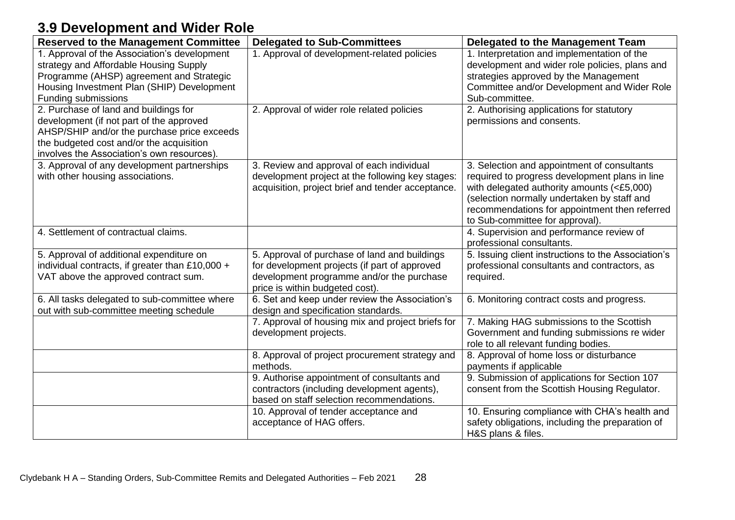## 3.9 Development and Wider Role

| Reserved to the Management Committee | Delegated to Sub-Committees | Delegated to the Management Team |
|---|---|---|
| 1. Approval of the Association's development strategy and Affordable Housing Supply Programme (AHSP) agreement and Strategic Housing Investment Plan (SHIP) Development Funding submissions | 1. Approval of development-related policies | 1. Interpretation and implementation of the development and wider role policies, plans and strategies approved by the Management Committee and/or Development and Wider Role Sub-committee. |
| 2. Purchase of land and buildings for development (if not part of the approved AHSP/SHIP and/or the purchase price exceeds the budgeted cost and/or the acquisition involves the Association's own resources). | 2. Approval of wider role related policies | 2. Authorising applications for statutory permissions and consents. |
| 3. Approval of any development partnerships with other housing associations. | 3. Review and approval of each individual development project at the following key stages: acquisition, project brief and tender acceptance. | 3. Selection and appointment of consultants required to progress development plans in line with delegated authority amounts (<£5,000) (selection normally undertaken by staff and recommendations for appointment then referred to Sub-committee for approval). |
| 4. Settlement of contractual claims. | | 4. Supervision and performance review of professional consultants. |
| 5. Approval of additional expenditure on individual contracts, if greater than £10,000 + VAT above the approved contract sum. | 5. Approval of purchase of land and buildings for development projects (if part of approved development programme and/or the purchase price is within budgeted cost). | 5. Issuing client instructions to the Association's professional consultants and contractors, as required. |
| 6. All tasks delegated to sub-committee where out with sub-committee meeting schedule | 6. Set and keep under review the Association's design and specification standards. | 6. Monitoring contract costs and progress. |
| | 7. Approval of housing mix and project briefs for development projects. | 7. Making HAG submissions to the Scottish Government and funding submissions re wider role to all relevant funding bodies. |
| | 8. Approval of project procurement strategy and methods. | 8. Approval of home loss or disturbance payments if applicable |
| | 9. Authorise appointment of consultants and contractors (including development agents), based on staff selection recommendations. | 9. Submission of applications for Section 107 consent from the Scottish Housing Regulator. |
| | 10. Approval of tender acceptance and acceptance of HAG offers. | 10. Ensuring compliance with CHA's health and safety obligations, including the preparation of H&S plans & files. |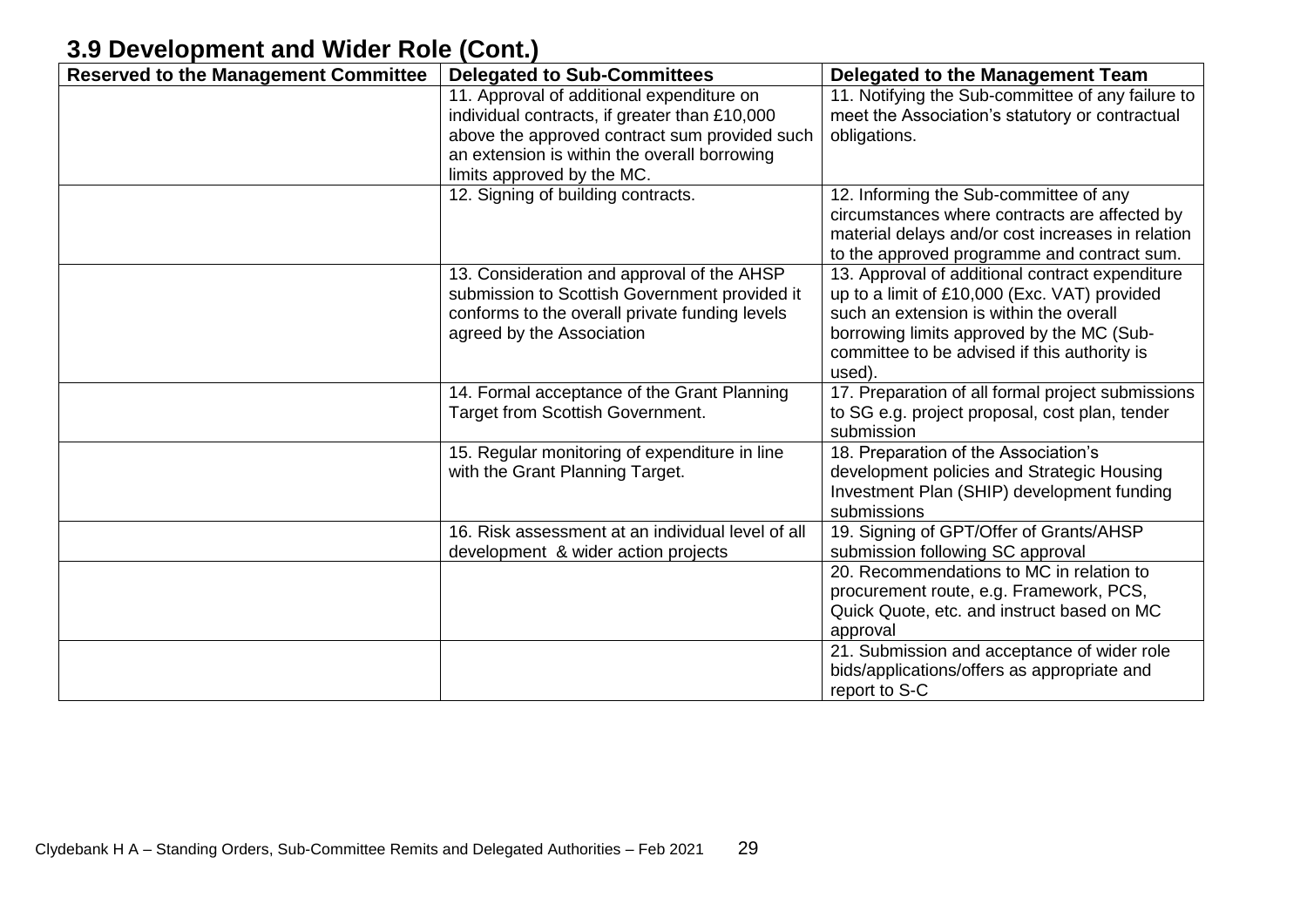## 3.9 Development and Wider Role (Cont.)

| Reserved to the Management Committee | Delegated to Sub-Committees | Delegated to the Management Team |
|---|---|---|
| | 11. Approval of additional expenditure on individual contracts, if greater than £10,000 above the approved contract sum provided such an extension is within the overall borrowing limits approved by the MC. | 11. Notifying the Sub-committee of any failure to meet the Association's statutory or contractual obligations. |
| | 12. Signing of building contracts. | 12. Informing the Sub-committee of any circumstances where contracts are affected by material delays and/or cost increases in relation to the approved programme and contract sum. |
| | 13. Consideration and approval of the AHSP submission to Scottish Government provided it conforms to the overall private funding levels agreed by the Association | 13. Approval of additional contract expenditure up to a limit of £10,000 (Exc. VAT) provided such an extension is within the overall borrowing limits approved by the MC (Sub-committee to be advised if this authority is used). |
| | 14. Formal acceptance of the Grant Planning Target from Scottish Government. | 17. Preparation of all formal project submissions to SG e.g. project proposal, cost plan, tender submission |
| | 15. Regular monitoring of expenditure in line with the Grant Planning Target. | 18. Preparation of the Association's development policies and Strategic Housing Investment Plan (SHIP) development funding submissions |
| | 16. Risk assessment at an individual level of all development & wider action projects | 19. Signing of GPT/Offer of Grants/AHSP submission following SC approval |
| | | 20. Recommendations to MC in relation to procurement route, e.g. Framework, PCS, Quick Quote, etc. and instruct based on MC approval |
| | | 21. Submission and acceptance of wider role bids/applications/offers as appropriate and report to S-C |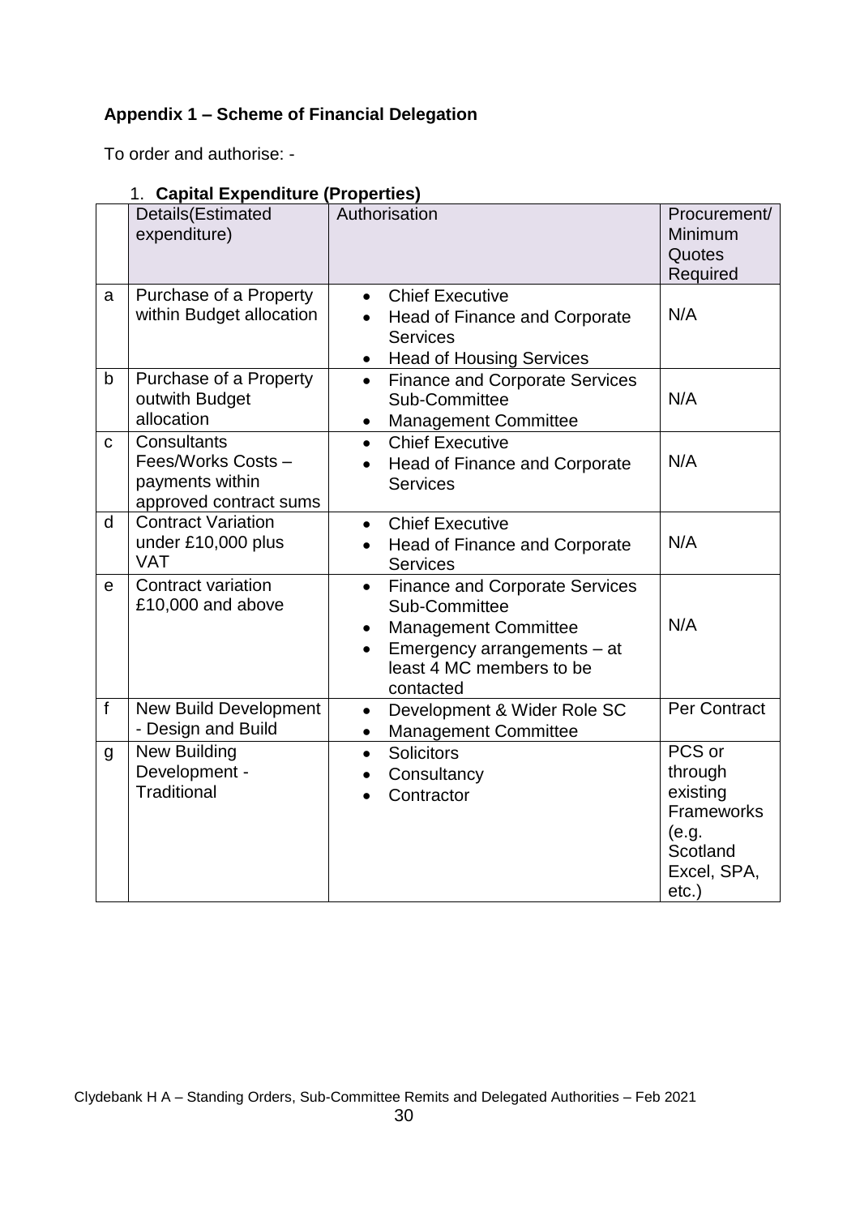**Appendix 1 – Scheme of Financial Delegation**

To order and authorise: -

1. **Capital Expenditure (Properties)**

| | Details(Estimated expenditure) | Authorisation | Procurement/ Minimum Quotes Required |
|---|---|---|---|
| a | Purchase of a Property within Budget allocation | • Chief Executive<br>• Head of Finance and Corporate Services<br>• Head of Housing Services | N/A |
| b | Purchase of a Property outwith Budget allocation | • Finance and Corporate Services Sub-Committee<br>• Management Committee | N/A |
| c | Consultants Fees/Works Costs – payments within approved contract sums | • Chief Executive<br>• Head of Finance and Corporate Services | N/A |
| d | Contract Variation under £10,000 plus VAT | • Chief Executive<br>• Head of Finance and Corporate Services | N/A |
| e | Contract variation £10,000 and above | • Finance and Corporate Services Sub-Committee<br>• Management Committee<br>• Emergency arrangements – at least 4 MC members to be contacted | N/A |
| f | New Build Development - Design and Build | • Development & Wider Role SC<br>• Management Committee | Per Contract |
| g | New Building Development - Traditional | • Solicitors<br>• Consultancy<br>• Contractor | PCS or through existing Frameworks (e.g. Scotland Excel, SPA, etc.) |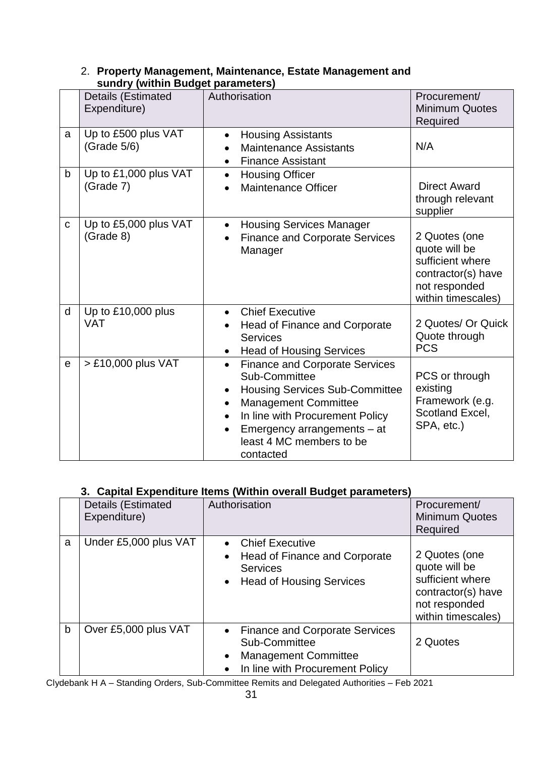2. **Property Management, Maintenance, Estate Management and sundry (within Budget parameters)**

| | Details (Estimated Expenditure) | Authorisation | Procurement/ Minimum Quotes Required |
|---|---|---|---|
| a | Up to £500 plus VAT (Grade 5/6) | • Housing Assistants<br>• Maintenance Assistants<br>• Finance Assistant | N/A |
| b | Up to £1,000 plus VAT (Grade 7) | • Housing Officer<br>• Maintenance Officer | Direct Award through relevant supplier |
| c | Up to £5,000 plus VAT (Grade 8) | • Housing Services Manager<br>• Finance and Corporate Services Manager | 2 Quotes (one quote will be sufficient where contractor(s) have not responded within timescales) |
| d | Up to £10,000 plus VAT | • Chief Executive<br>• Head of Finance and Corporate Services<br>• Head of Housing Services | 2 Quotes/ Or Quick Quote through PCS |
| e | > £10,000 plus VAT | • Finance and Corporate Services Sub-Committee<br>• Housing Services Sub-Committee<br>• Management Committee<br>• In line with Procurement Policy<br>• Emergency arrangements – at least 4 MC members to be contacted | PCS or through existing Framework (e.g. Scotland Excel, SPA, etc.) |

**3. Capital Expenditure Items (Within overall Budget parameters)**

| | Details (Estimated Expenditure) | Authorisation | Procurement/ Minimum Quotes Required |
|---|---|---|---|
| a | Under £5,000 plus VAT | • Chief Executive<br>• Head of Finance and Corporate Services<br>• Head of Housing Services | 2 Quotes (one quote will be sufficient where contractor(s) have not responded within timescales) |
| b | Over £5,000 plus VAT | • Finance and Corporate Services Sub-Committee<br>• Management Committee<br>• In line with Procurement Policy | 2 Quotes |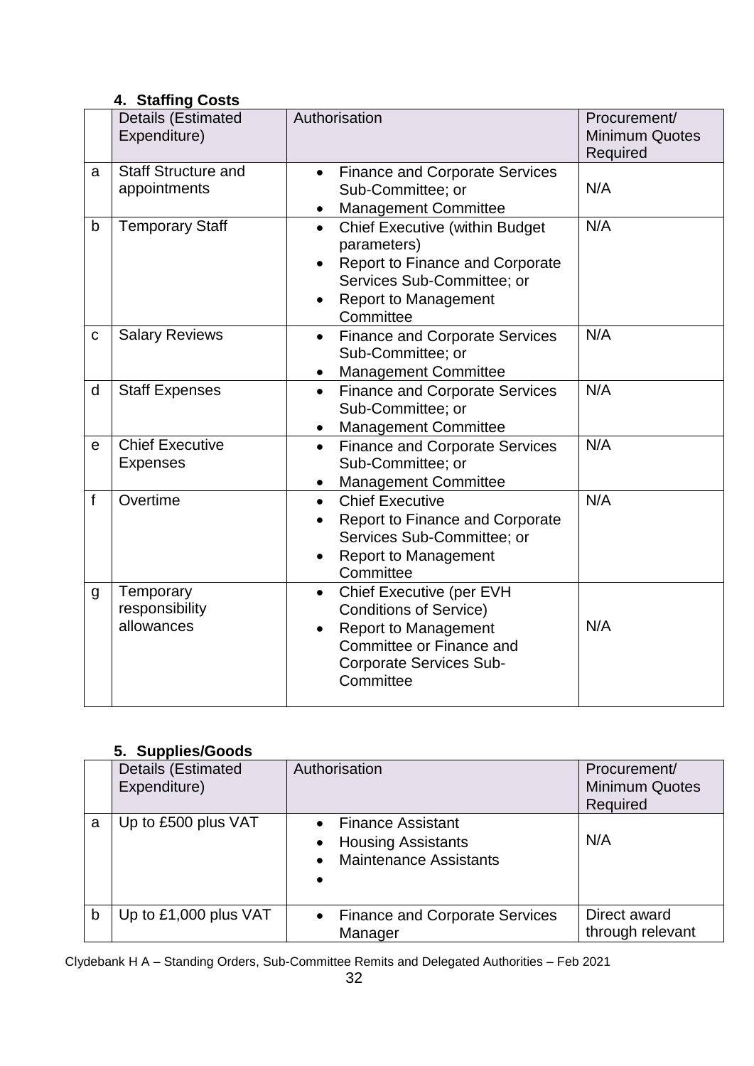## 4. Staffing Costs

| | Details (Estimated Expenditure) | Authorisation | Procurement/ Minimum Quotes Required |
|---|---|---|---|
| a | Staff Structure and appointments | • Finance and Corporate Services Sub-Committee; or<br>• Management Committee | N/A |
| b | Temporary Staff | • Chief Executive (within Budget parameters)<br>• Report to Finance and Corporate Services Sub-Committee; or<br>• Report to Management Committee | N/A |
| c | Salary Reviews | • Finance and Corporate Services Sub-Committee; or<br>• Management Committee | N/A |
| d | Staff Expenses | • Finance and Corporate Services Sub-Committee; or<br>• Management Committee | N/A |
| e | Chief Executive Expenses | • Finance and Corporate Services Sub-Committee; or<br>• Management Committee | N/A |
| f | Overtime | • Chief Executive<br>• Report to Finance and Corporate Services Sub-Committee; or<br>• Report to Management Committee | N/A |
| g | Temporary responsibility allowances | • Chief Executive (per EVH Conditions of Service)<br>• Report to Management Committee or Finance and Corporate Services Sub-Committee | N/A |

## 5. Supplies/Goods

| | Details (Estimated Expenditure) | Authorisation | Procurement/ Minimum Quotes Required |
|---|---|---|---|
| a | Up to £500 plus VAT | • Finance Assistant<br>• Housing Assistants<br>• Maintenance Assistants<br>• | N/A |
| b | Up to £1,000 plus VAT | • Finance and Corporate Services Manager | Direct award through relevant |

Clydebank H A – Standing Orders, Sub-Committee Remits and Delegated Authorities – Feb 2021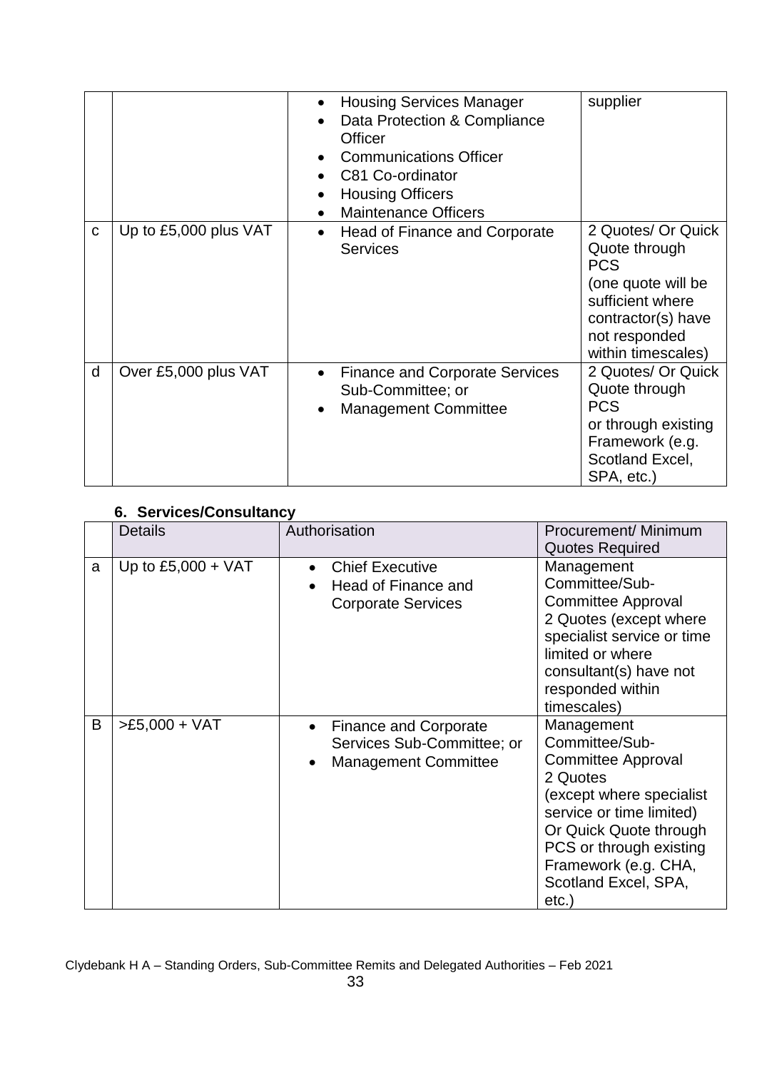| | | | |
|---|---|---|---|
| | | • Housing Services Manager<br>• Data Protection & Compliance Officer<br>• Communications Officer<br>• C81 Co-ordinator<br>• Housing Officers<br>• Maintenance Officers | supplier |
| c | Up to £5,000 plus VAT | • Head of Finance and Corporate Services | 2 Quotes/ Or Quick Quote through PCS (one quote will be sufficient where contractor(s) have not responded within timescales) |
| d | Over £5,000 plus VAT | • Finance and Corporate Services Sub-Committee; or<br>• Management Committee | 2 Quotes/ Or Quick Quote through PCS or through existing Framework (e.g. Scotland Excel, SPA, etc.) |

## 6. Services/Consultancy

| | Details | Authorisation | Procurement/ Minimum Quotes Required |
|---|---|---|---|
| a | Up to £5,000 + VAT | • Chief Executive<br>• Head of Finance and Corporate Services | Management Committee/Sub-Committee Approval<br>2 Quotes (except where specialist service or time limited or where consultant(s) have not responded within timescales) |
| B | >£5,000 + VAT | • Finance and Corporate Services Sub-Committee; or<br>• Management Committee | Management Committee/Sub-Committee Approval<br>2 Quotes<br>(except where specialist service or time limited)<br>Or Quick Quote through PCS or through existing Framework (e.g. CHA, Scotland Excel, SPA, etc.) |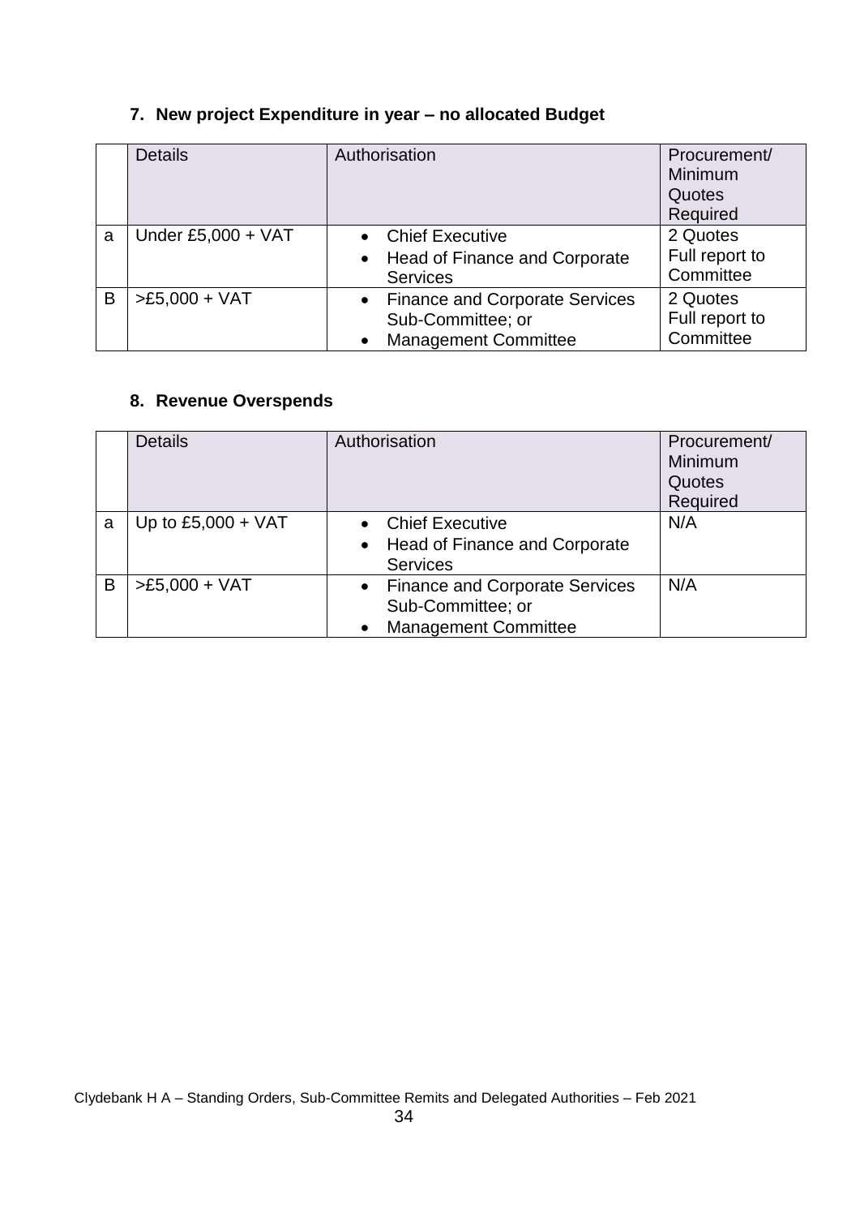### 7. New project Expenditure in year – no allocated Budget

| | Details | Authorisation | Procurement/ Minimum Quotes Required |
|---|---|---|---|
| a | Under £5,000 + VAT | • Chief Executive<br>• Head of Finance and Corporate Services | 2 Quotes Full report to Committee |
| B | >£5,000 + VAT | • Finance and Corporate Services Sub-Committee; or<br>• Management Committee | 2 Quotes Full report to Committee |

### 8. Revenue Overspends

| | Details | Authorisation | Procurement/ Minimum Quotes Required |
|---|---|---|---|
| a | Up to £5,000 + VAT | • Chief Executive<br>• Head of Finance and Corporate Services | N/A |
| B | >£5,000 + VAT | • Finance and Corporate Services Sub-Committee; or<br>• Management Committee | N/A |